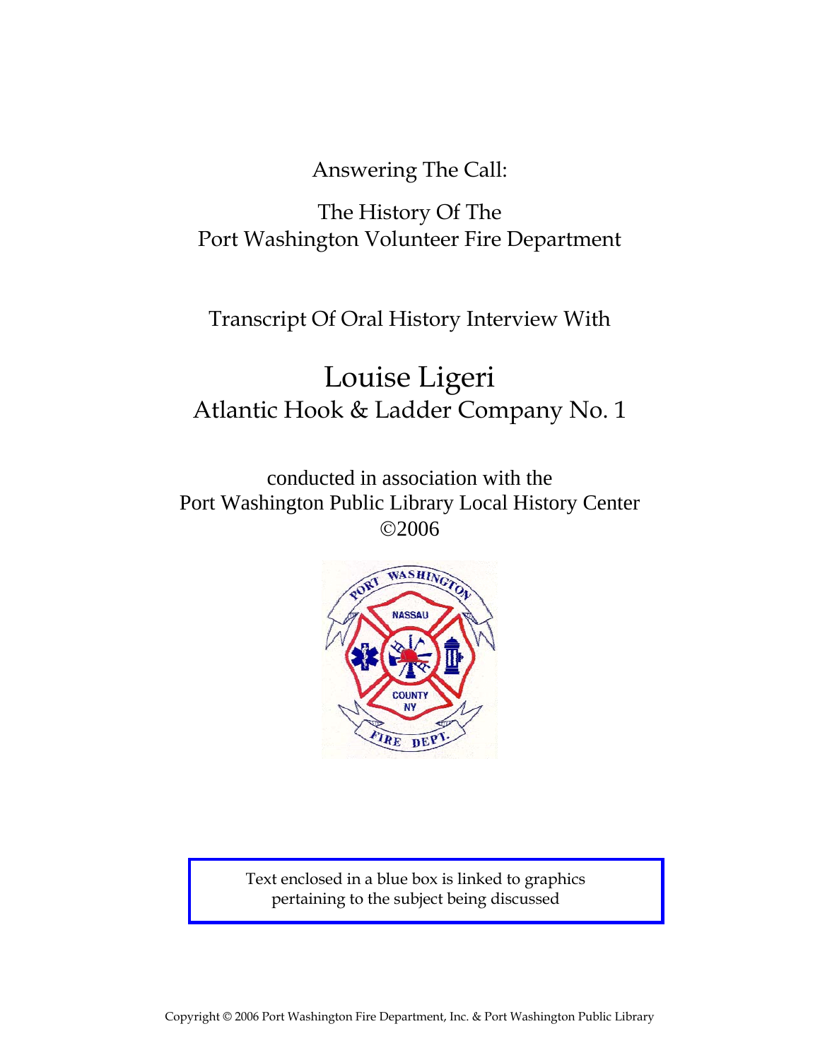Answering The Call:

The History Of The
Port Washington Volunteer Fire Department

Transcript Of Oral History Interview With

# Louise Ligeri
## Atlantic Hook & Ladder Company No. 1

conducted in association with the
Port Washington Public Library Local History Center
©2006

Text enclosed in a blue box is linked to graphics pertaining to the subject being discussed

Copyright © 2006 Port Washington Fire Department, Inc. & Port Washington Public Library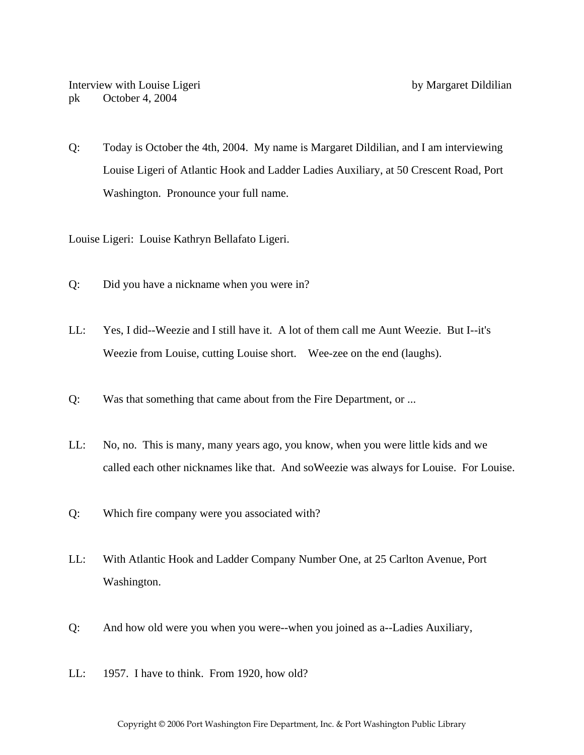Interview with Louise Ligeri by Margaret Dildilian
pk October 4, 2004

Q: Today is October the 4th, 2004. My name is Margaret Dildilian, and I am interviewing Louise Ligeri of Atlantic Hook and Ladder Ladies Auxiliary, at 50 Crescent Road, Port Washington. Pronounce your full name.

Louise Ligeri: Louise Kathryn Bellafato Ligeri.

Q: Did you have a nickname when you were in?

LL: Yes, I did--Weezie and I still have it. A lot of them call me Aunt Weezie. But I--it's Weezie from Louise, cutting Louise short. Wee-zee on the end (laughs).

Q: Was that something that came about from the Fire Department, or ...

LL: No, no. This is many, many years ago, you know, when you were little kids and we called each other nicknames like that. And soWeezie was always for Louise. For Louise.

Q: Which fire company were you associated with?

LL: With Atlantic Hook and Ladder Company Number One, at 25 Carlton Avenue, Port Washington.

Q: And how old were you when you were--when you joined as a--Ladies Auxiliary,

LL: 1957. I have to think. From 1920, how old?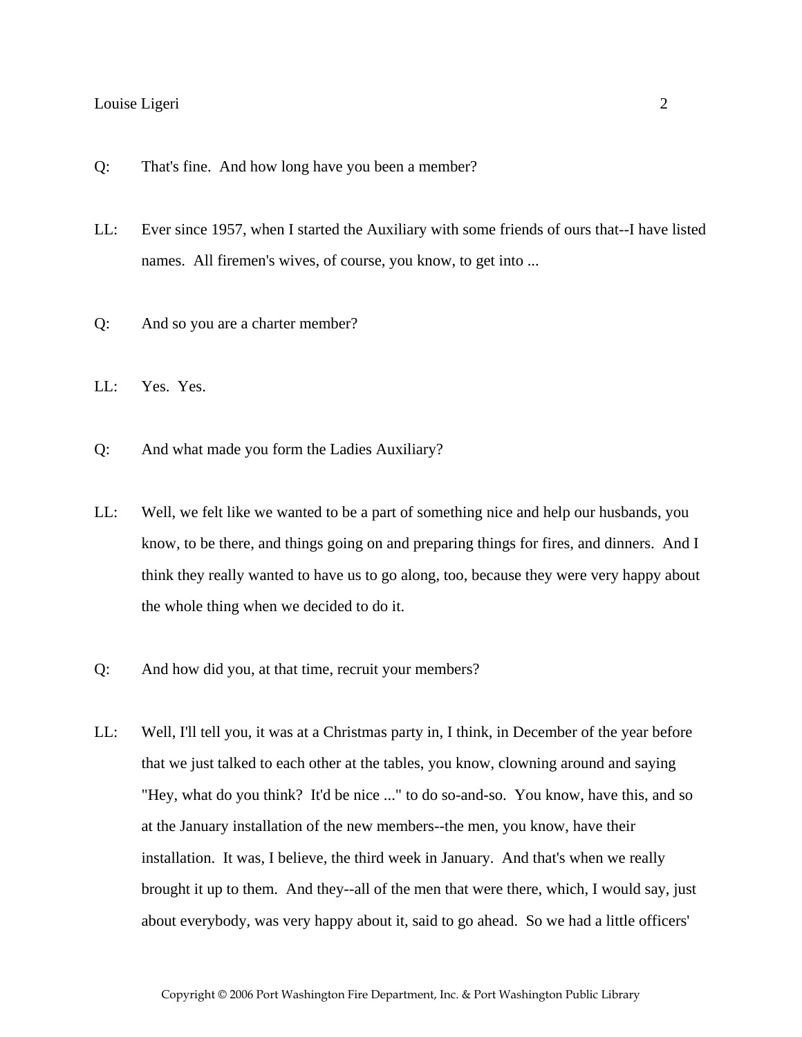Q: That's fine. And how long have you been a member?

LL: Ever since 1957, when I started the Auxiliary with some friends of ours that--I have listed names. All firemen's wives, of course, you know, to get into ...

Q: And so you are a charter member?

LL: Yes. Yes.

Q: And what made you form the Ladies Auxiliary?

LL: Well, we felt like we wanted to be a part of something nice and help our husbands, you know, to be there, and things going on and preparing things for fires, and dinners. And I think they really wanted to have us to go along, too, because they were very happy about the whole thing when we decided to do it.

Q: And how did you, at that time, recruit your members?

LL: Well, I'll tell you, it was at a Christmas party in, I think, in December of the year before that we just talked to each other at the tables, you know, clowning around and saying "Hey, what do you think? It'd be nice ..." to do so-and-so. You know, have this, and so at the January installation of the new members--the men, you know, have their installation. It was, I believe, the third week in January. And that's when we really brought it up to them. And they--all of the men that were there, which, I would say, just about everybody, was very happy about it, said to go ahead. So we had a little officers'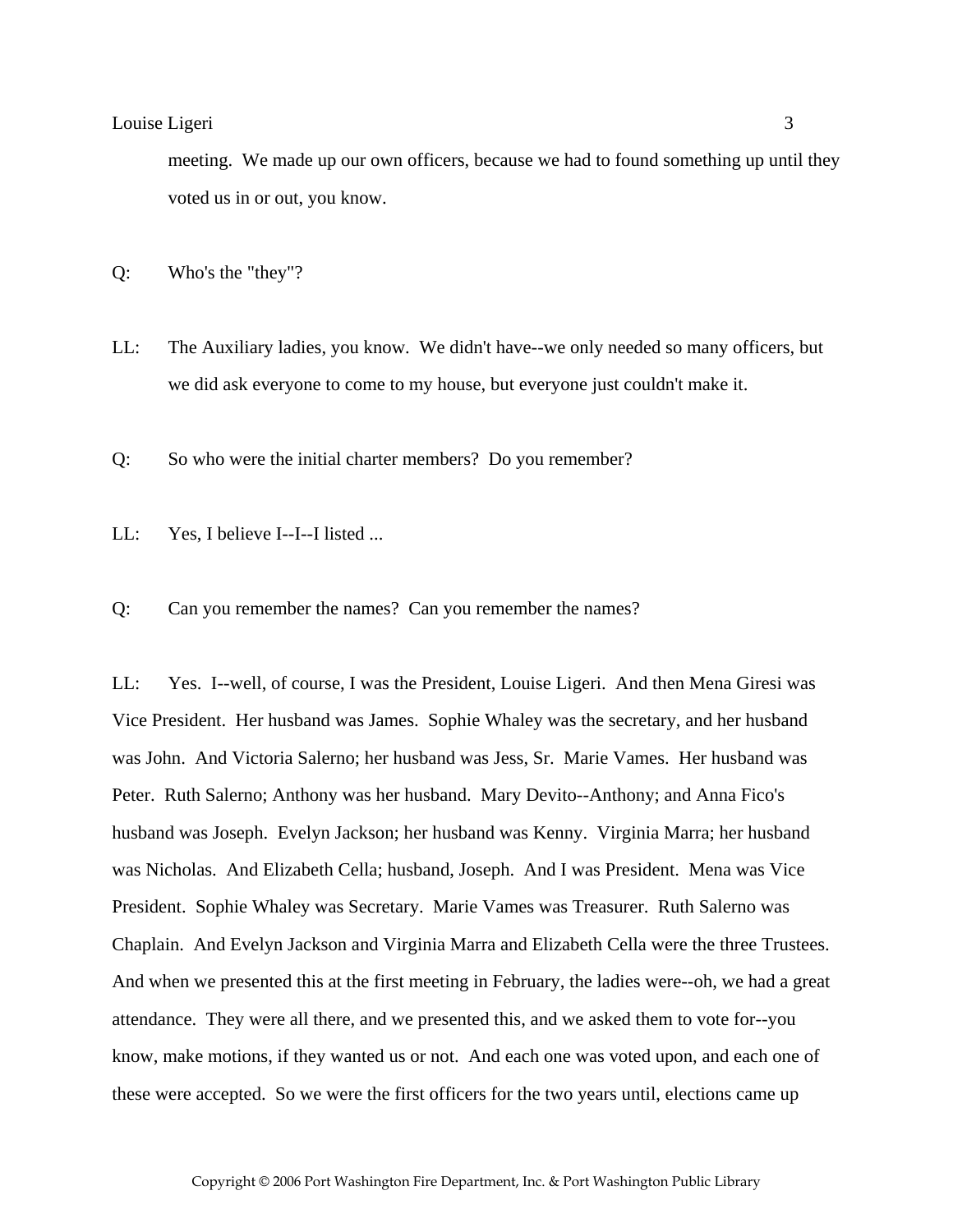meeting. We made up our own officers, because we had to found something up until they voted us in or out, you know.

Q: Who's the "they"?

LL: The Auxiliary ladies, you know. We didn't have--we only needed so many officers, but we did ask everyone to come to my house, but everyone just couldn't make it.

Q: So who were the initial charter members? Do you remember?

LL: Yes, I believe I--I--I listed ...

Q: Can you remember the names? Can you remember the names?

LL: Yes. I--well, of course, I was the President, Louise Ligeri. And then Mena Giresi was Vice President. Her husband was James. Sophie Whaley was the secretary, and her husband was John. And Victoria Salerno; her husband was Jess, Sr. Marie Vames. Her husband was Peter. Ruth Salerno; Anthony was her husband. Mary Devito--Anthony; and Anna Fico's husband was Joseph. Evelyn Jackson; her husband was Kenny. Virginia Marra; her husband was Nicholas. And Elizabeth Cella; husband, Joseph. And I was President. Mena was Vice President. Sophie Whaley was Secretary. Marie Vames was Treasurer. Ruth Salerno was Chaplain. And Evelyn Jackson and Virginia Marra and Elizabeth Cella were the three Trustees. And when we presented this at the first meeting in February, the ladies were--oh, we had a great attendance. They were all there, and we presented this, and we asked them to vote for--you know, make motions, if they wanted us or not. And each one was voted upon, and each one of these were accepted. So we were the first officers for the two years until, elections came up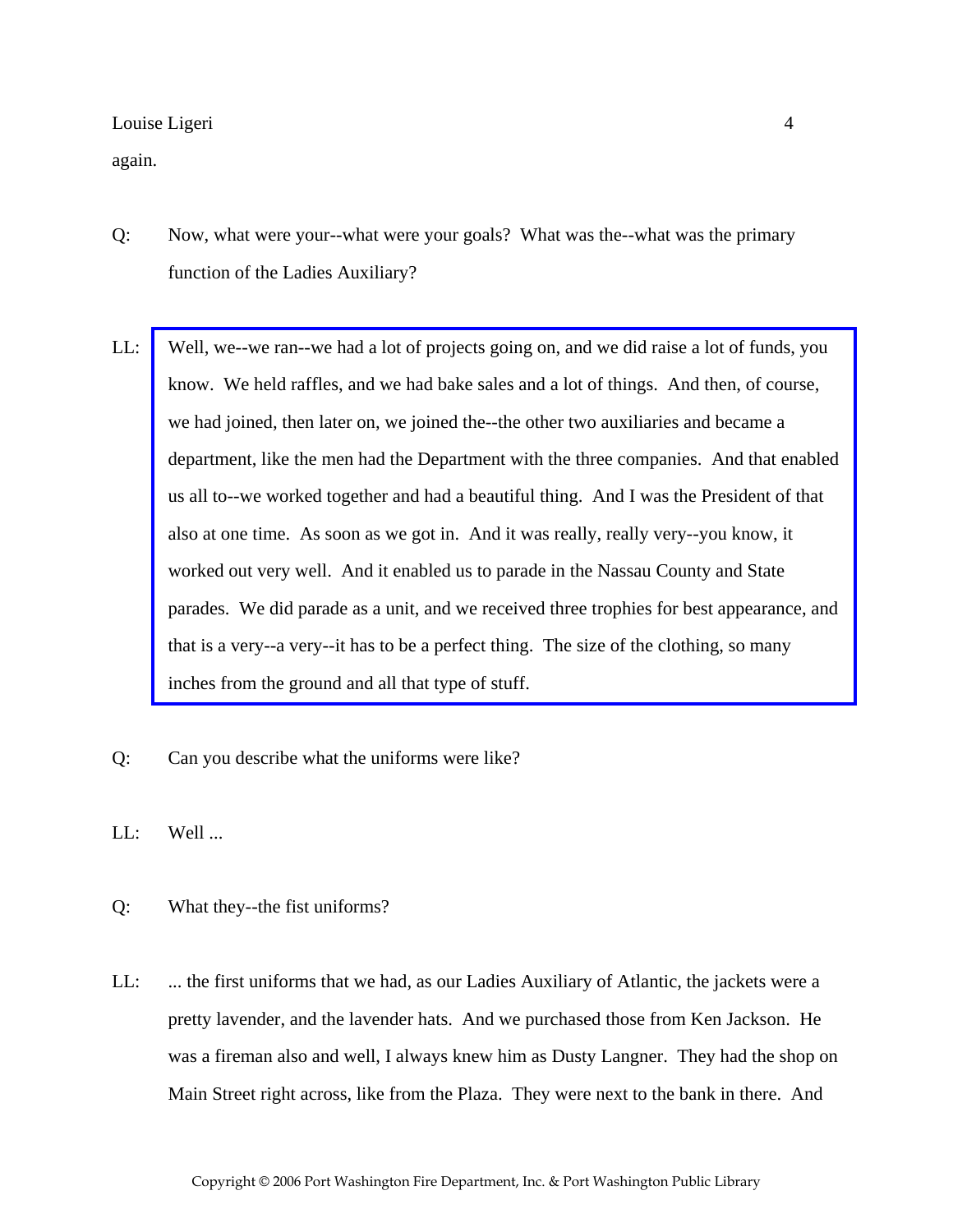again.

Q: Now, what were your--what were your goals? What was the--what was the primary function of the Ladies Auxiliary?

LL: Well, we--we ran--we had a lot of projects going on, and we did raise a lot of funds, you know. We held raffles, and we had bake sales and a lot of things. And then, of course, we had joined, then later on, we joined the--the other two auxiliaries and became a department, like the men had the Department with the three companies. And that enabled us all to--we worked together and had a beautiful thing. And I was the President of that also at one time. As soon as we got in. And it was really, really very--you know, it worked out very well. And it enabled us to parade in the Nassau County and State parades. We did parade as a unit, and we received three trophies for best appearance, and that is a very--a very--it has to be a perfect thing. The size of the clothing, so many inches from the ground and all that type of stuff.

Q: Can you describe what the uniforms were like?

LL: Well ...

Q: What they--the fist uniforms?

LL: ... the first uniforms that we had, as our Ladies Auxiliary of Atlantic, the jackets were a pretty lavender, and the lavender hats. And we purchased those from Ken Jackson. He was a fireman also and well, I always knew him as Dusty Langner. They had the shop on Main Street right across, like from the Plaza. They were next to the bank in there. And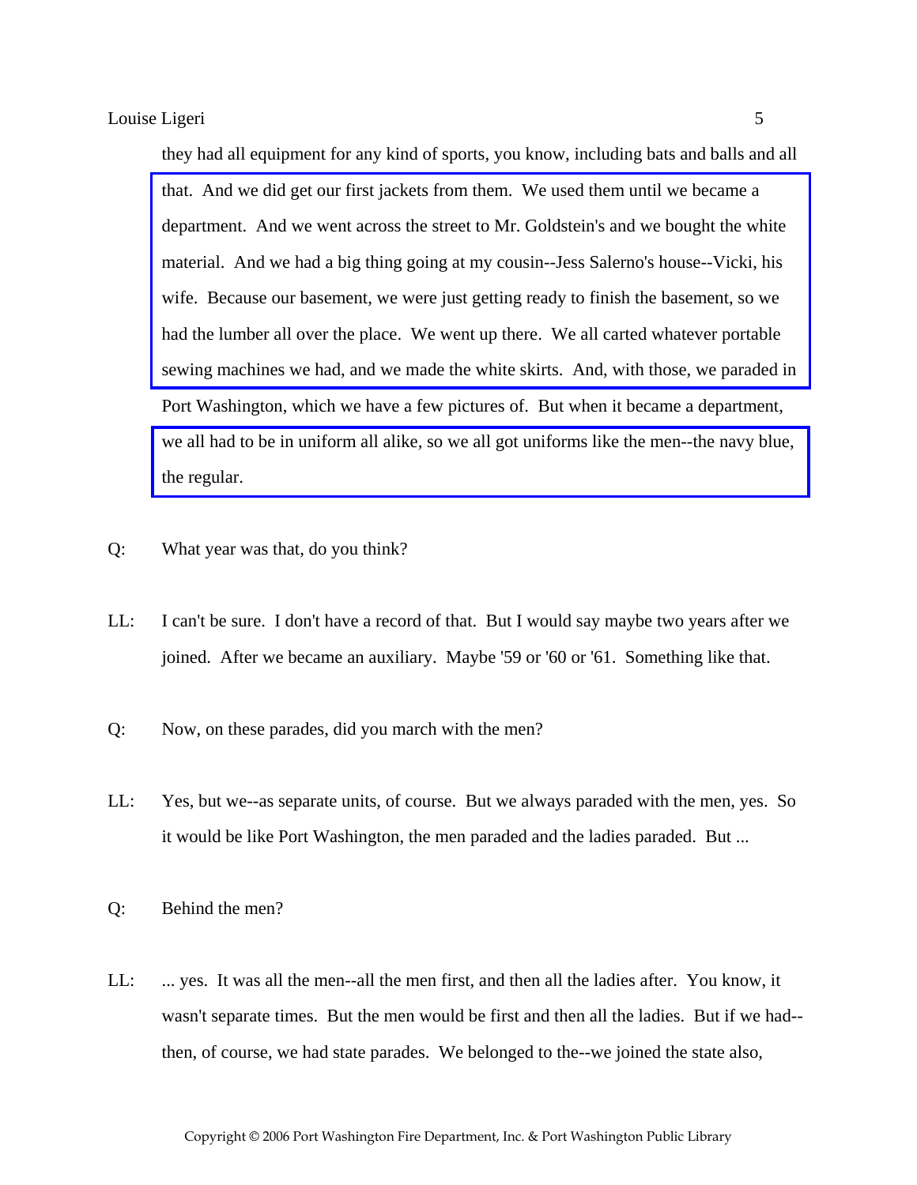they had all equipment for any kind of sports, you know, including bats and balls and all that. And we did get our first jackets from them. We used them until we became a department. And we went across the street to Mr. Goldstein's and we bought the white material. And we had a big thing going at my cousin--Jess Salerno's house--Vicki, his wife. Because our basement, we were just getting ready to finish the basement, so we had the lumber all over the place. We went up there. We all carted whatever portable sewing machines we had, and we made the white skirts. And, with those, we paraded in Port Washington, which we have a few pictures of. But when it became a department, we all had to be in uniform all alike, so we all got uniforms like the men--the navy blue, the regular.

Q: What year was that, do you think?

LL: I can't be sure. I don't have a record of that. But I would say maybe two years after we joined. After we became an auxiliary. Maybe '59 or '60 or '61. Something like that.

Q: Now, on these parades, did you march with the men?

LL: Yes, but we--as separate units, of course. But we always paraded with the men, yes. So it would be like Port Washington, the men paraded and the ladies paraded. But ...

Q: Behind the men?

LL: ... yes. It was all the men--all the men first, and then all the ladies after. You know, it wasn't separate times. But the men would be first and then all the ladies. But if we had--then, of course, we had state parades. We belonged to the--we joined the state also,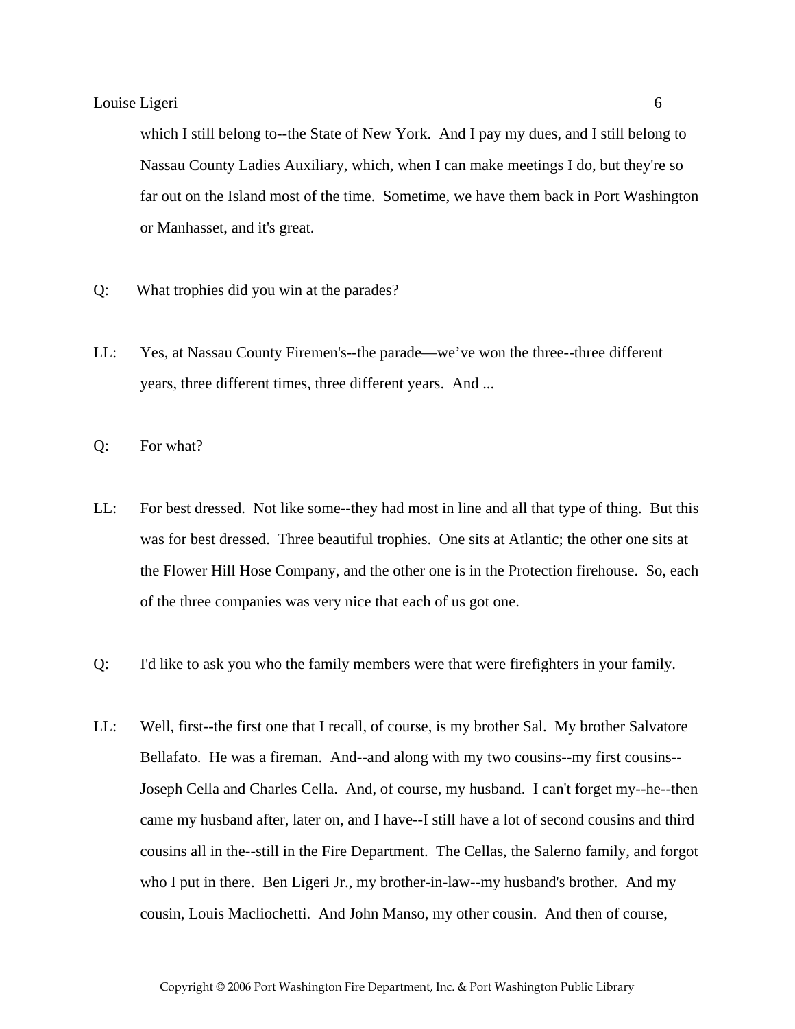which I still belong to--the State of New York. And I pay my dues, and I still belong to Nassau County Ladies Auxiliary, which, when I can make meetings I do, but they're so far out on the Island most of the time. Sometime, we have them back in Port Washington or Manhasset, and it's great.

Q: What trophies did you win at the parades?

LL: Yes, at Nassau County Firemen's--the parade—we've won the three--three different years, three different times, three different years. And ...

Q: For what?

LL: For best dressed. Not like some--they had most in line and all that type of thing. But this was for best dressed. Three beautiful trophies. One sits at Atlantic; the other one sits at the Flower Hill Hose Company, and the other one is in the Protection firehouse. So, each of the three companies was very nice that each of us got one.

Q: I'd like to ask you who the family members were that were firefighters in your family.

LL: Well, first--the first one that I recall, of course, is my brother Sal. My brother Salvatore Bellafato. He was a fireman. And--and along with my two cousins--my first cousins--Joseph Cella and Charles Cella. And, of course, my husband. I can't forget my--he--then came my husband after, later on, and I have--I still have a lot of second cousins and third cousins all in the--still in the Fire Department. The Cellas, the Salerno family, and forgot who I put in there. Ben Ligeri Jr., my brother-in-law--my husband's brother. And my cousin, Louis Macliochetti. And John Manso, my other cousin. And then of course,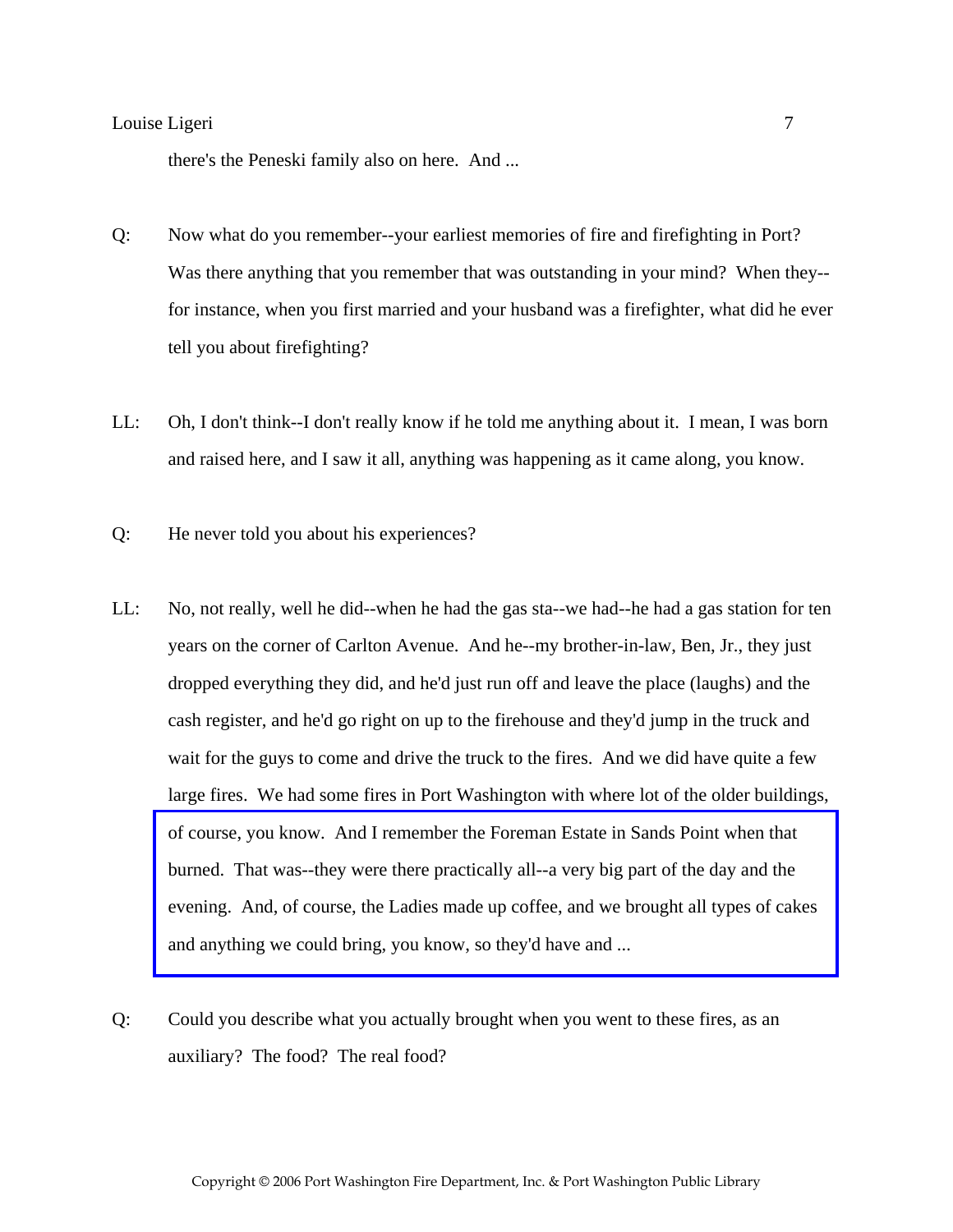there's the Peneski family also on here. And ...

Q: Now what do you remember--your earliest memories of fire and firefighting in Port? Was there anything that you remember that was outstanding in your mind? When they--for instance, when you first married and your husband was a firefighter, what did he ever tell you about firefighting?

LL: Oh, I don't think--I don't really know if he told me anything about it. I mean, I was born and raised here, and I saw it all, anything was happening as it came along, you know.

Q: He never told you about his experiences?

LL: No, not really, well he did--when he had the gas sta--we had--he had a gas station for ten years on the corner of Carlton Avenue. And he--my brother-in-law, Ben, Jr., they just dropped everything they did, and he'd just run off and leave the place (laughs) and the cash register, and he'd go right on up to the firehouse and they'd jump in the truck and wait for the guys to come and drive the truck to the fires. And we did have quite a few large fires. We had some fires in Port Washington with where lot of the older buildings, of course, you know. And I remember the Foreman Estate in Sands Point when that burned. That was--they were there practically all--a very big part of the day and the evening. And, of course, the Ladies made up coffee, and we brought all types of cakes and anything we could bring, you know, so they'd have and ...

Q: Could you describe what you actually brought when you went to these fires, as an auxiliary? The food? The real food?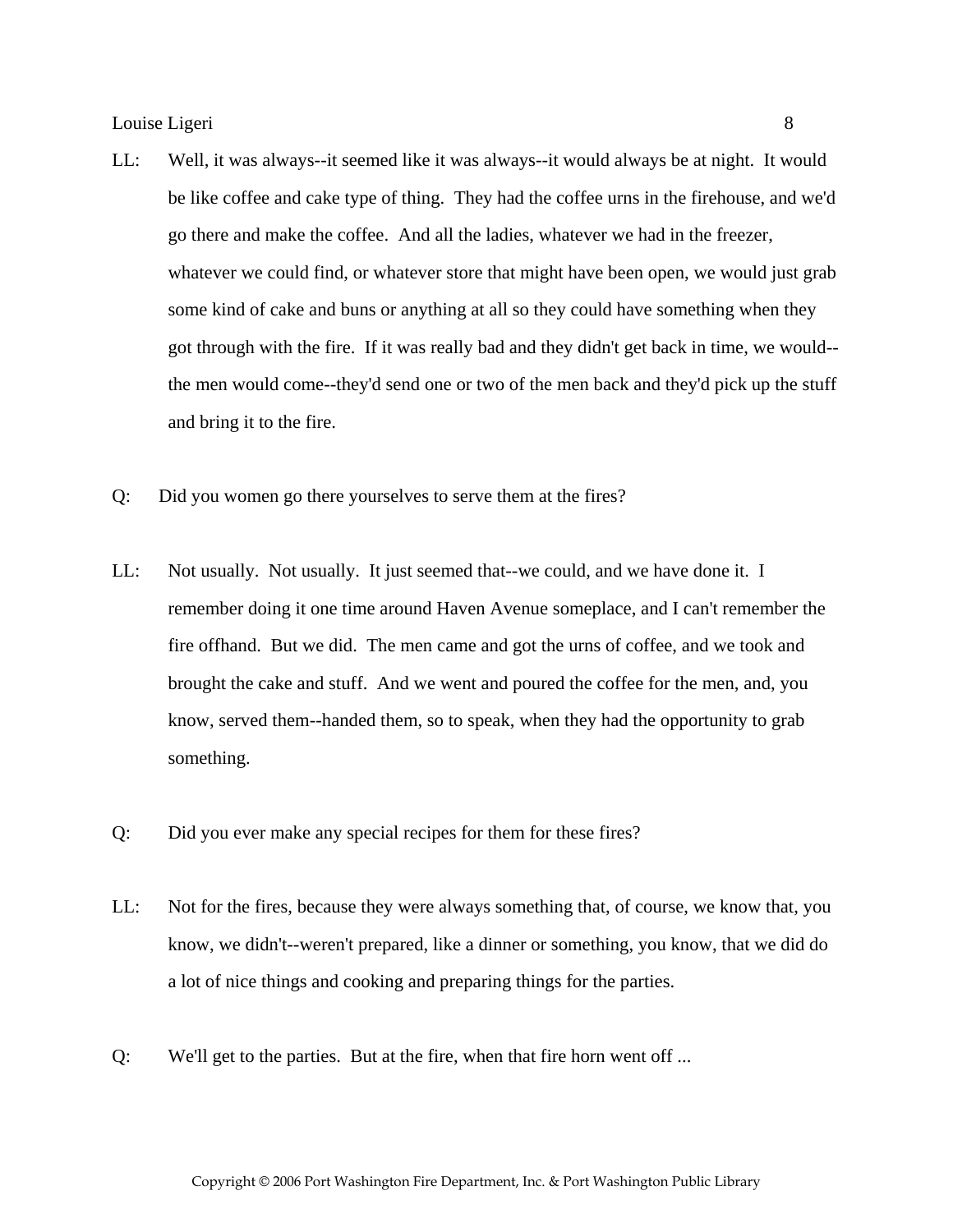LL: Well, it was always--it seemed like it was always--it would always be at night. It would be like coffee and cake type of thing. They had the coffee urns in the firehouse, and we'd go there and make the coffee. And all the ladies, whatever we had in the freezer, whatever we could find, or whatever store that might have been open, we would just grab some kind of cake and buns or anything at all so they could have something when they got through with the fire. If it was really bad and they didn't get back in time, we would--the men would come--they'd send one or two of the men back and they'd pick up the stuff and bring it to the fire.

Q: Did you women go there yourselves to serve them at the fires?

LL: Not usually. Not usually. It just seemed that--we could, and we have done it. I remember doing it one time around Haven Avenue someplace, and I can't remember the fire offhand. But we did. The men came and got the urns of coffee, and we took and brought the cake and stuff. And we went and poured the coffee for the men, and, you know, served them--handed them, so to speak, when they had the opportunity to grab something.

Q: Did you ever make any special recipes for them for these fires?

LL: Not for the fires, because they were always something that, of course, we know that, you know, we didn't--weren't prepared, like a dinner or something, you know, that we did do a lot of nice things and cooking and preparing things for the parties.

Q: We'll get to the parties. But at the fire, when that fire horn went off ...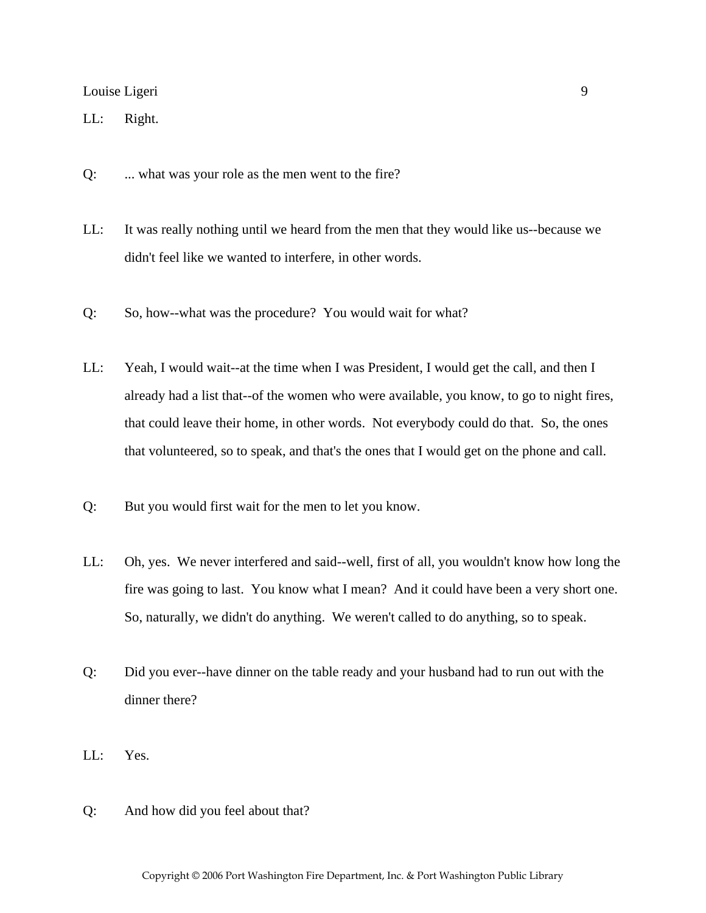LL: Right.

Q: ... what was your role as the men went to the fire?

LL: It was really nothing until we heard from the men that they would like us--because we didn't feel like we wanted to interfere, in other words.

Q: So, how--what was the procedure? You would wait for what?

LL: Yeah, I would wait--at the time when I was President, I would get the call, and then I already had a list that--of the women who were available, you know, to go to night fires, that could leave their home, in other words. Not everybody could do that. So, the ones that volunteered, so to speak, and that's the ones that I would get on the phone and call.

Q: But you would first wait for the men to let you know.

LL: Oh, yes. We never interfered and said--well, first of all, you wouldn't know how long the fire was going to last. You know what I mean? And it could have been a very short one. So, naturally, we didn't do anything. We weren't called to do anything, so to speak.

Q: Did you ever--have dinner on the table ready and your husband had to run out with the dinner there?

LL: Yes.

Q: And how did you feel about that?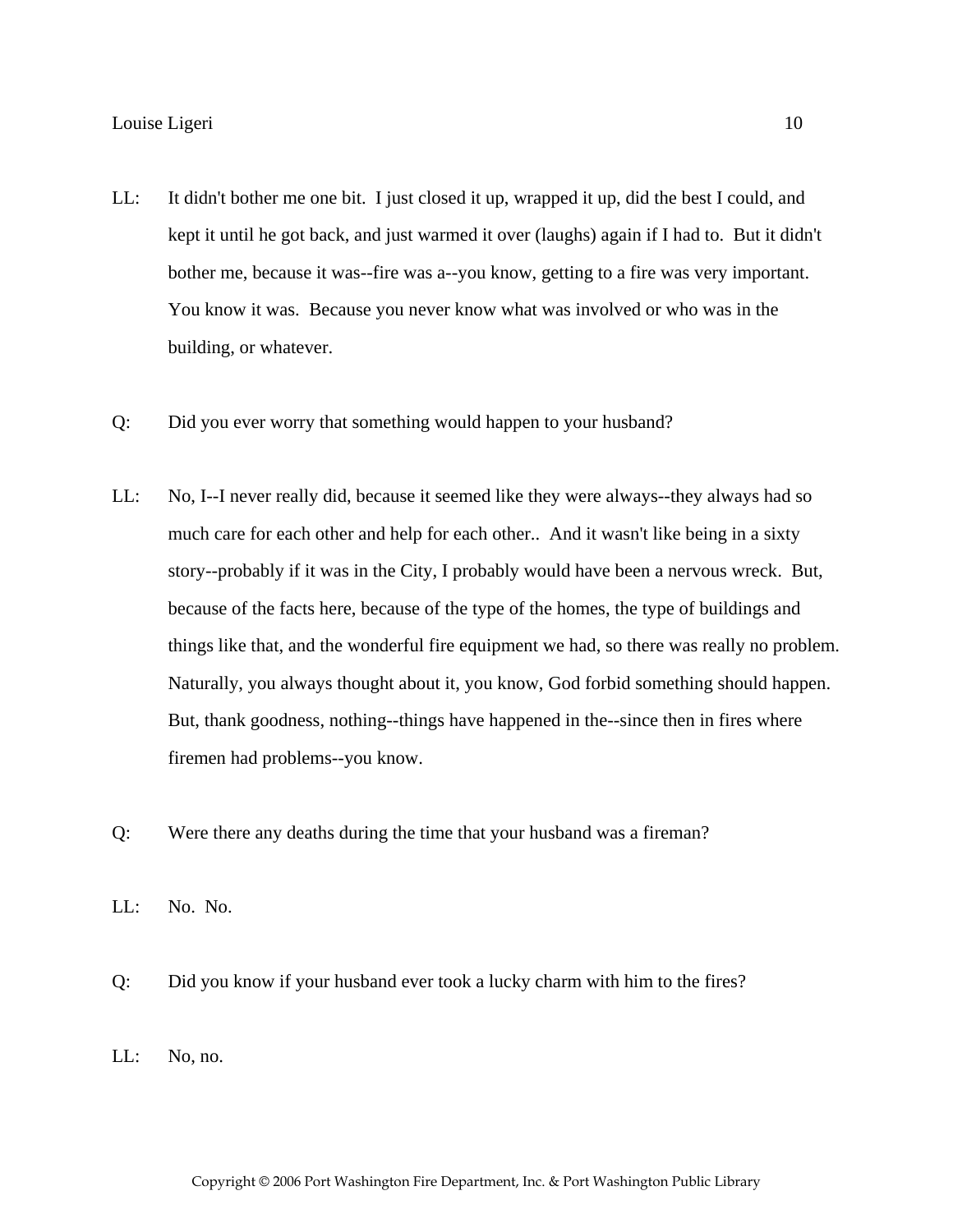LL: It didn't bother me one bit. I just closed it up, wrapped it up, did the best I could, and kept it until he got back, and just warmed it over (laughs) again if I had to. But it didn't bother me, because it was--fire was a--you know, getting to a fire was very important. You know it was. Because you never know what was involved or who was in the building, or whatever.

Q: Did you ever worry that something would happen to your husband?

LL: No, I--I never really did, because it seemed like they were always--they always had so much care for each other and help for each other.. And it wasn't like being in a sixty story--probably if it was in the City, I probably would have been a nervous wreck. But, because of the facts here, because of the type of the homes, the type of buildings and things like that, and the wonderful fire equipment we had, so there was really no problem. Naturally, you always thought about it, you know, God forbid something should happen. But, thank goodness, nothing--things have happened in the--since then in fires where firemen had problems--you know.

Q: Were there any deaths during the time that your husband was a fireman?

LL: No. No.

Q: Did you know if your husband ever took a lucky charm with him to the fires?

LL: No, no.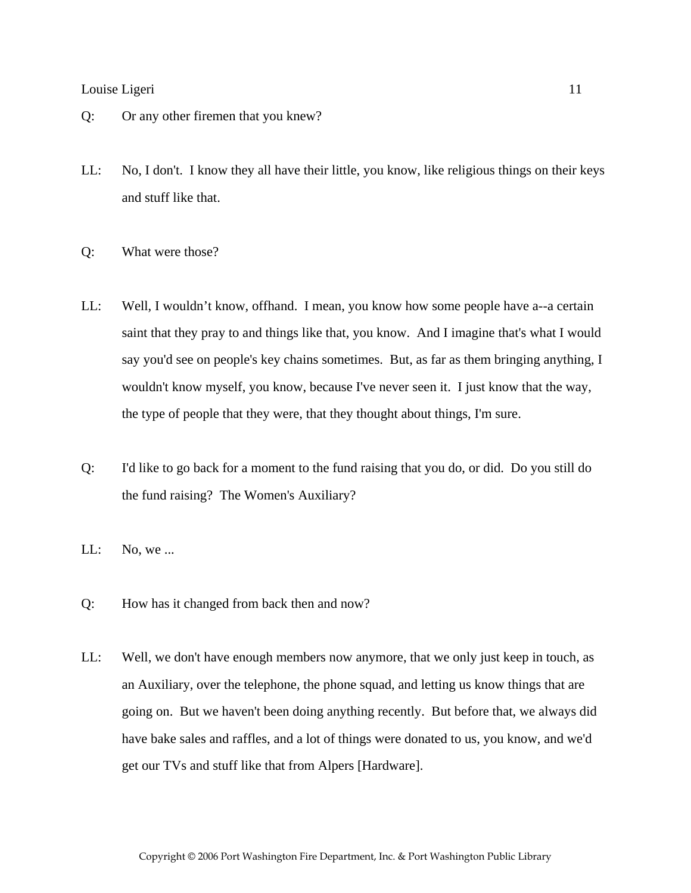Q: Or any other firemen that you knew?

LL: No, I don't. I know they all have their little, you know, like religious things on their keys and stuff like that.

Q: What were those?

LL: Well, I wouldn't know, offhand. I mean, you know how some people have a--a certain saint that they pray to and things like that, you know. And I imagine that's what I would say you'd see on people's key chains sometimes. But, as far as them bringing anything, I wouldn't know myself, you know, because I've never seen it. I just know that the way, the type of people that they were, that they thought about things, I'm sure.

Q: I'd like to go back for a moment to the fund raising that you do, or did. Do you still do the fund raising? The Women's Auxiliary?

LL: No, we ...

Q: How has it changed from back then and now?

LL: Well, we don't have enough members now anymore, that we only just keep in touch, as an Auxiliary, over the telephone, the phone squad, and letting us know things that are going on. But we haven't been doing anything recently. But before that, we always did have bake sales and raffles, and a lot of things were donated to us, you know, and we'd get our TVs and stuff like that from Alpers [Hardware].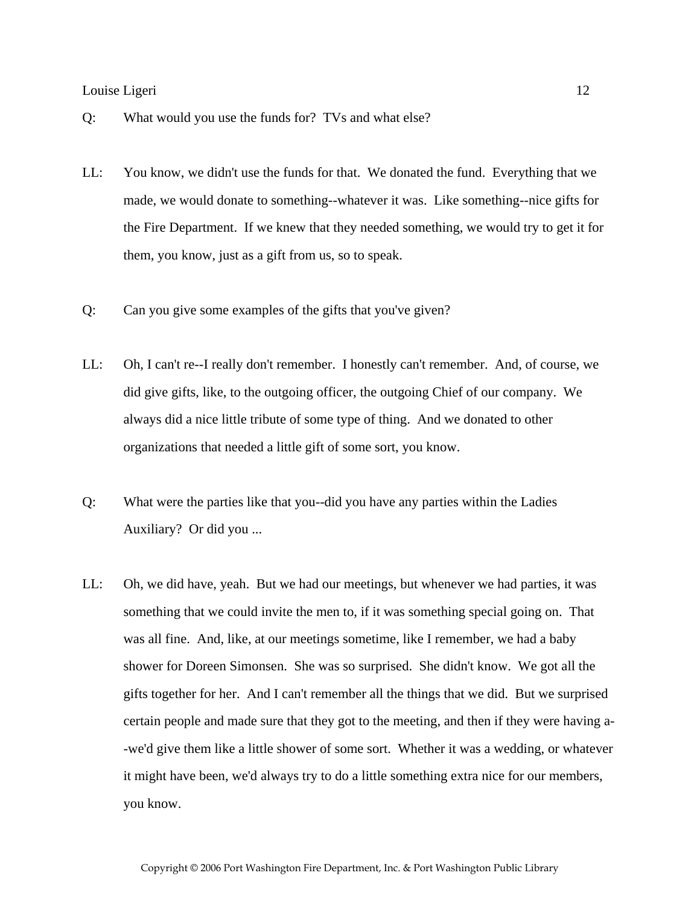Q: What would you use the funds for? TVs and what else?

LL: You know, we didn't use the funds for that. We donated the fund. Everything that we made, we would donate to something--whatever it was. Like something--nice gifts for the Fire Department. If we knew that they needed something, we would try to get it for them, you know, just as a gift from us, so to speak.

Q: Can you give some examples of the gifts that you've given?

LL: Oh, I can't re--I really don't remember. I honestly can't remember. And, of course, we did give gifts, like, to the outgoing officer, the outgoing Chief of our company. We always did a nice little tribute of some type of thing. And we donated to other organizations that needed a little gift of some sort, you know.

Q: What were the parties like that you--did you have any parties within the Ladies Auxiliary? Or did you ...

LL: Oh, we did have, yeah. But we had our meetings, but whenever we had parties, it was something that we could invite the men to, if it was something special going on. That was all fine. And, like, at our meetings sometime, like I remember, we had a baby shower for Doreen Simonsen. She was so surprised. She didn't know. We got all the gifts together for her. And I can't remember all the things that we did. But we surprised certain people and made sure that they got to the meeting, and then if they were having a--we'd give them like a little shower of some sort. Whether it was a wedding, or whatever it might have been, we'd always try to do a little something extra nice for our members, you know.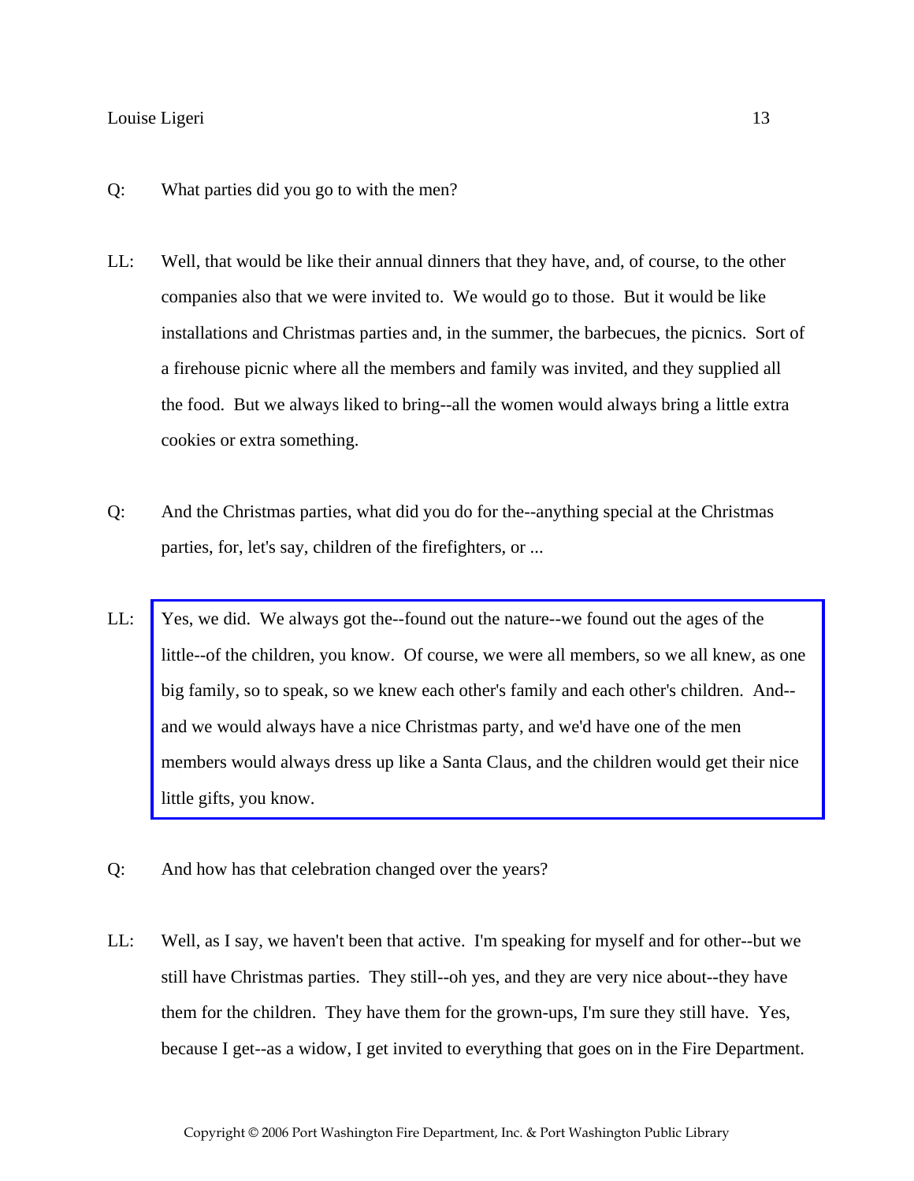Q: What parties did you go to with the men?

LL: Well, that would be like their annual dinners that they have, and, of course, to the other companies also that we were invited to. We would go to those. But it would be like installations and Christmas parties and, in the summer, the barbecues, the picnics. Sort of a firehouse picnic where all the members and family was invited, and they supplied all the food. But we always liked to bring--all the women would always bring a little extra cookies or extra something.

Q: And the Christmas parties, what did you do for the--anything special at the Christmas parties, for, let's say, children of the firefighters, or ...

LL: Yes, we did. We always got the--found out the nature--we found out the ages of the little--of the children, you know. Of course, we were all members, so we all knew, as one big family, so to speak, so we knew each other's family and each other's children. And--and we would always have a nice Christmas party, and we'd have one of the men members would always dress up like a Santa Claus, and the children would get their nice little gifts, you know.

Q: And how has that celebration changed over the years?

LL: Well, as I say, we haven't been that active. I'm speaking for myself and for other--but we still have Christmas parties. They still--oh yes, and they are very nice about--they have them for the children. They have them for the grown-ups, I'm sure they still have. Yes, because I get--as a widow, I get invited to everything that goes on in the Fire Department.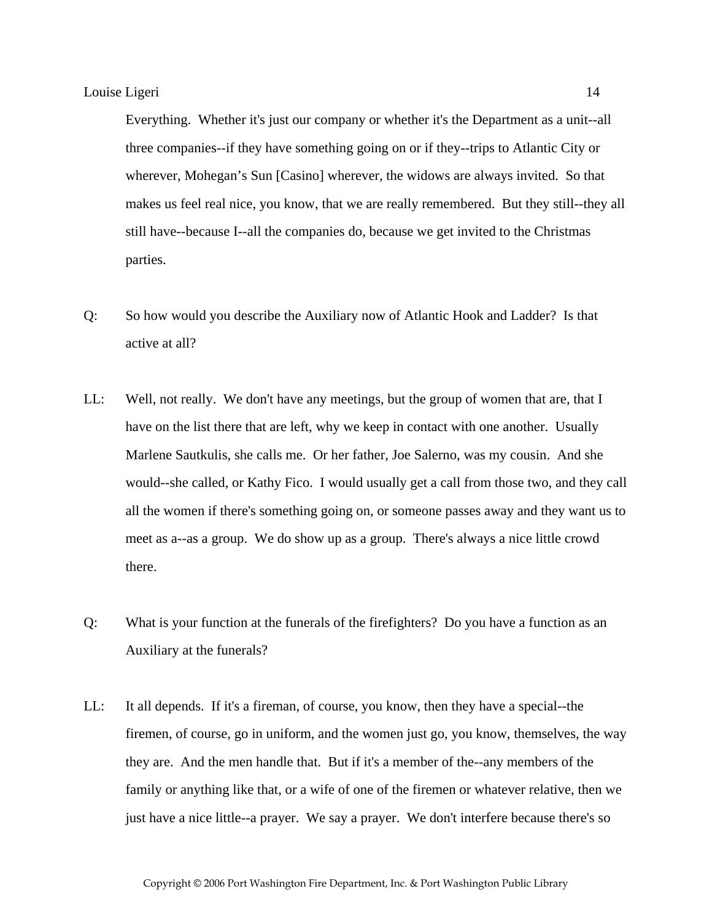Everything. Whether it's just our company or whether it's the Department as a unit--all three companies--if they have something going on or if they--trips to Atlantic City or wherever, Mohegan's Sun [Casino] wherever, the widows are always invited. So that makes us feel real nice, you know, that we are really remembered. But they still--they all still have--because I--all the companies do, because we get invited to the Christmas parties.

Q: So how would you describe the Auxiliary now of Atlantic Hook and Ladder? Is that active at all?

LL: Well, not really. We don't have any meetings, but the group of women that are, that I have on the list there that are left, why we keep in contact with one another. Usually Marlene Sautkulis, she calls me. Or her father, Joe Salerno, was my cousin. And she would--she called, or Kathy Fico. I would usually get a call from those two, and they call all the women if there's something going on, or someone passes away and they want us to meet as a--as a group. We do show up as a group. There's always a nice little crowd there.

Q: What is your function at the funerals of the firefighters? Do you have a function as an Auxiliary at the funerals?

LL: It all depends. If it's a fireman, of course, you know, then they have a special--the firemen, of course, go in uniform, and the women just go, you know, themselves, the way they are. And the men handle that. But if it's a member of the--any members of the family or anything like that, or a wife of one of the firemen or whatever relative, then we just have a nice little--a prayer. We say a prayer. We don't interfere because there's so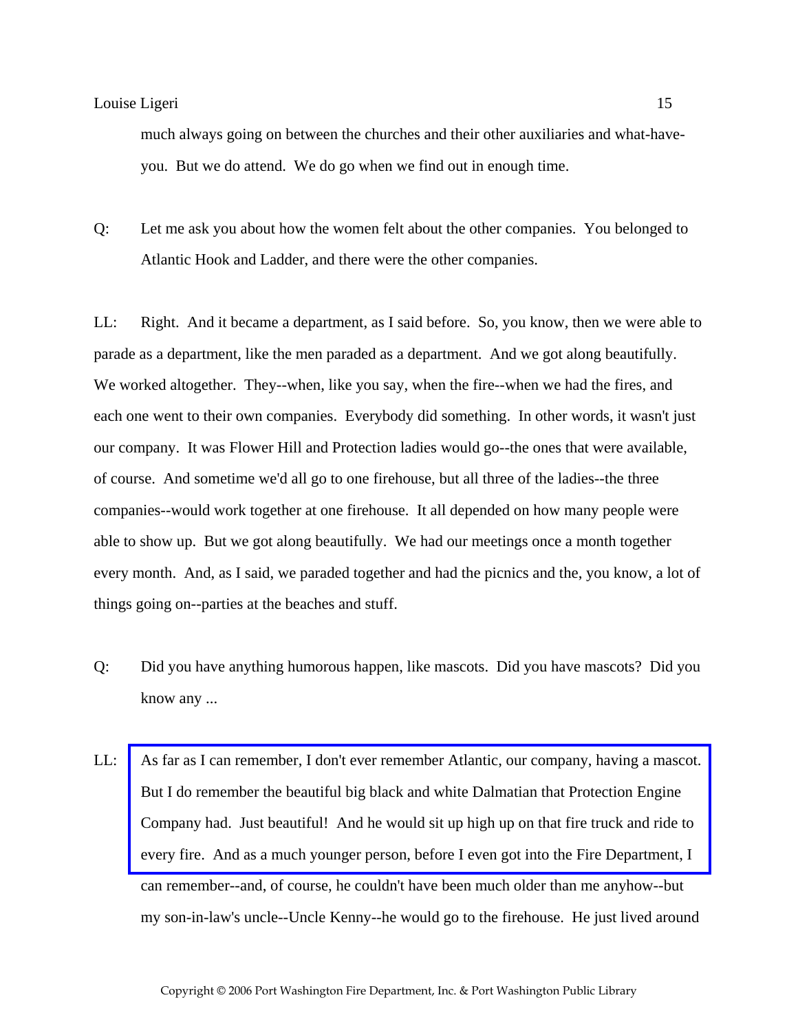much always going on between the churches and their other auxiliaries and what-have-you. But we do attend. We do go when we find out in enough time.

Q: Let me ask you about how the women felt about the other companies. You belonged to Atlantic Hook and Ladder, and there were the other companies.

LL: Right. And it became a department, as I said before. So, you know, then we were able to parade as a department, like the men paraded as a department. And we got along beautifully. We worked altogether. They--when, like you say, when the fire--when we had the fires, and each one went to their own companies. Everybody did something. In other words, it wasn't just our company. It was Flower Hill and Protection ladies would go--the ones that were available, of course. And sometime we'd all go to one firehouse, but all three of the ladies--the three companies--would work together at one firehouse. It all depended on how many people were able to show up. But we got along beautifully. We had our meetings once a month together every month. And, as I said, we paraded together and had the picnics and the, you know, a lot of things going on--parties at the beaches and stuff.

Q: Did you have anything humorous happen, like mascots. Did you have mascots? Did you know any ...

LL: As far as I can remember, I don't ever remember Atlantic, our company, having a mascot. But I do remember the beautiful big black and white Dalmatian that Protection Engine Company had. Just beautiful! And he would sit up high up on that fire truck and ride to every fire. And as a much younger person, before I even got into the Fire Department, I can remember--and, of course, he couldn't have been much older than me anyhow--but my son-in-law's uncle--Uncle Kenny--he would go to the firehouse. He just lived around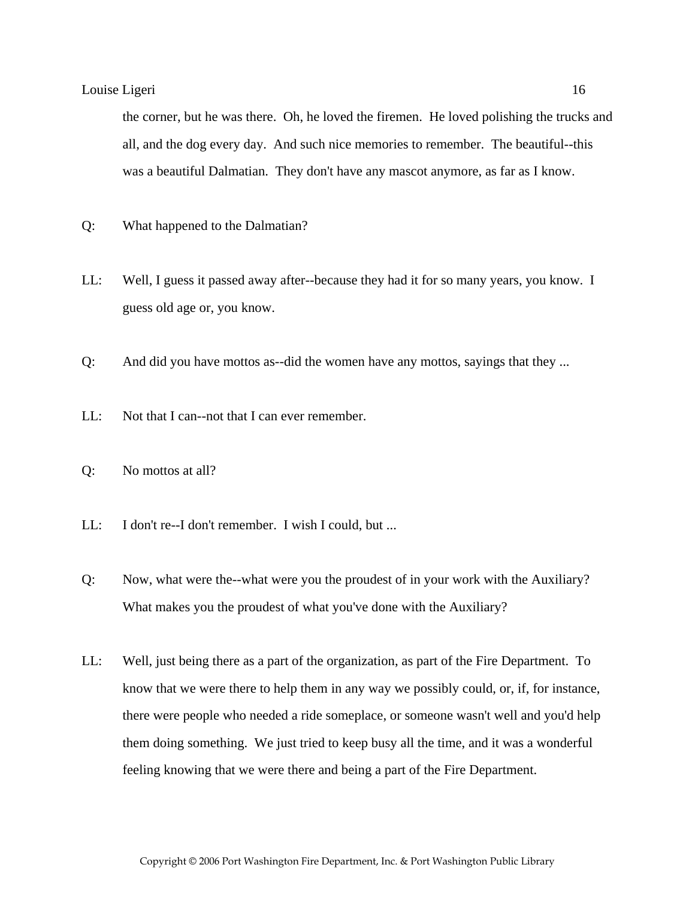the corner, but he was there. Oh, he loved the firemen. He loved polishing the trucks and all, and the dog every day. And such nice memories to remember. The beautiful--this was a beautiful Dalmatian. They don't have any mascot anymore, as far as I know.

Q: What happened to the Dalmatian?

LL: Well, I guess it passed away after--because they had it for so many years, you know. I guess old age or, you know.

Q: And did you have mottos as--did the women have any mottos, sayings that they ...

LL: Not that I can--not that I can ever remember.

Q: No mottos at all?

LL: I don't re--I don't remember. I wish I could, but ...

Q: Now, what were the--what were you the proudest of in your work with the Auxiliary? What makes you the proudest of what you've done with the Auxiliary?

LL: Well, just being there as a part of the organization, as part of the Fire Department. To know that we were there to help them in any way we possibly could, or, if, for instance, there were people who needed a ride someplace, or someone wasn't well and you'd help them doing something. We just tried to keep busy all the time, and it was a wonderful feeling knowing that we were there and being a part of the Fire Department.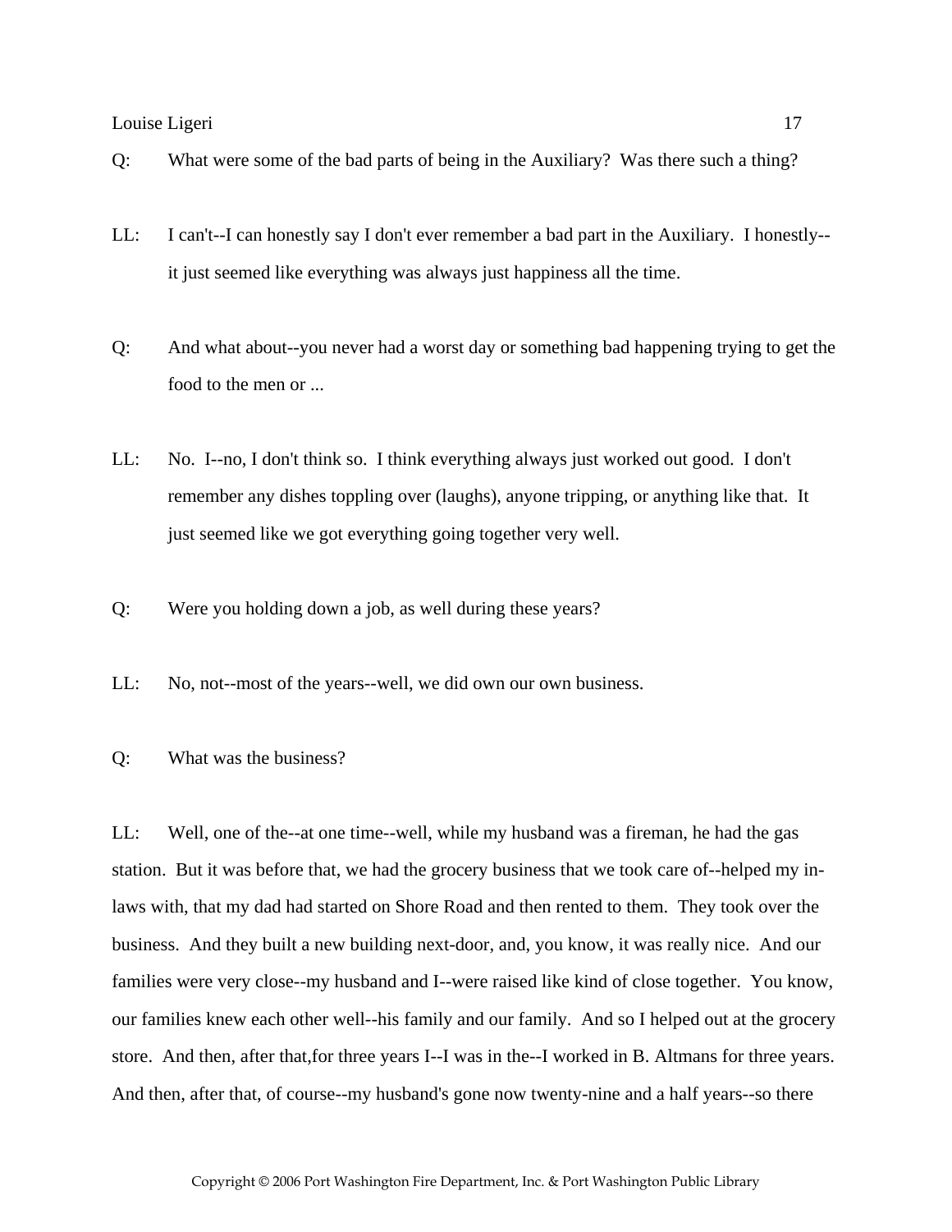Q: What were some of the bad parts of being in the Auxiliary? Was there such a thing?

LL: I can't--I can honestly say I don't ever remember a bad part in the Auxiliary. I honestly--it just seemed like everything was always just happiness all the time.

Q: And what about--you never had a worst day or something bad happening trying to get the food to the men or ...

LL: No. I--no, I don't think so. I think everything always just worked out good. I don't remember any dishes toppling over (laughs), anyone tripping, or anything like that. It just seemed like we got everything going together very well.

Q: Were you holding down a job, as well during these years?

LL: No, not--most of the years--well, we did own our own business.

Q: What was the business?

LL: Well, one of the--at one time--well, while my husband was a fireman, he had the gas station. But it was before that, we had the grocery business that we took care of--helped my in-laws with, that my dad had started on Shore Road and then rented to them. They took over the business. And they built a new building next-door, and, you know, it was really nice. And our families were very close--my husband and I--were raised like kind of close together. You know, our families knew each other well--his family and our family. And so I helped out at the grocery store. And then, after that,for three years I--I was in the--I worked in B. Altmans for three years. And then, after that, of course--my husband's gone now twenty-nine and a half years--so there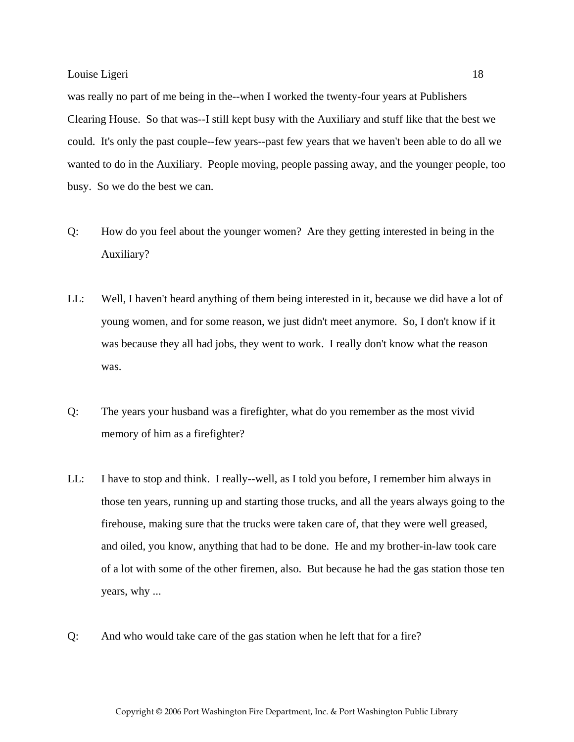was really no part of me being in the--when I worked the twenty-four years at Publishers Clearing House. So that was--I still kept busy with the Auxiliary and stuff like that the best we could. It's only the past couple--few years--past few years that we haven't been able to do all we wanted to do in the Auxiliary. People moving, people passing away, and the younger people, too busy. So we do the best we can.

Q: How do you feel about the younger women? Are they getting interested in being in the Auxiliary?

LL: Well, I haven't heard anything of them being interested in it, because we did have a lot of young women, and for some reason, we just didn't meet anymore. So, I don't know if it was because they all had jobs, they went to work. I really don't know what the reason was.

Q: The years your husband was a firefighter, what do you remember as the most vivid memory of him as a firefighter?

LL: I have to stop and think. I really--well, as I told you before, I remember him always in those ten years, running up and starting those trucks, and all the years always going to the firehouse, making sure that the trucks were taken care of, that they were well greased, and oiled, you know, anything that had to be done. He and my brother-in-law took care of a lot with some of the other firemen, also. But because he had the gas station those ten years, why ...

Q: And who would take care of the gas station when he left that for a fire?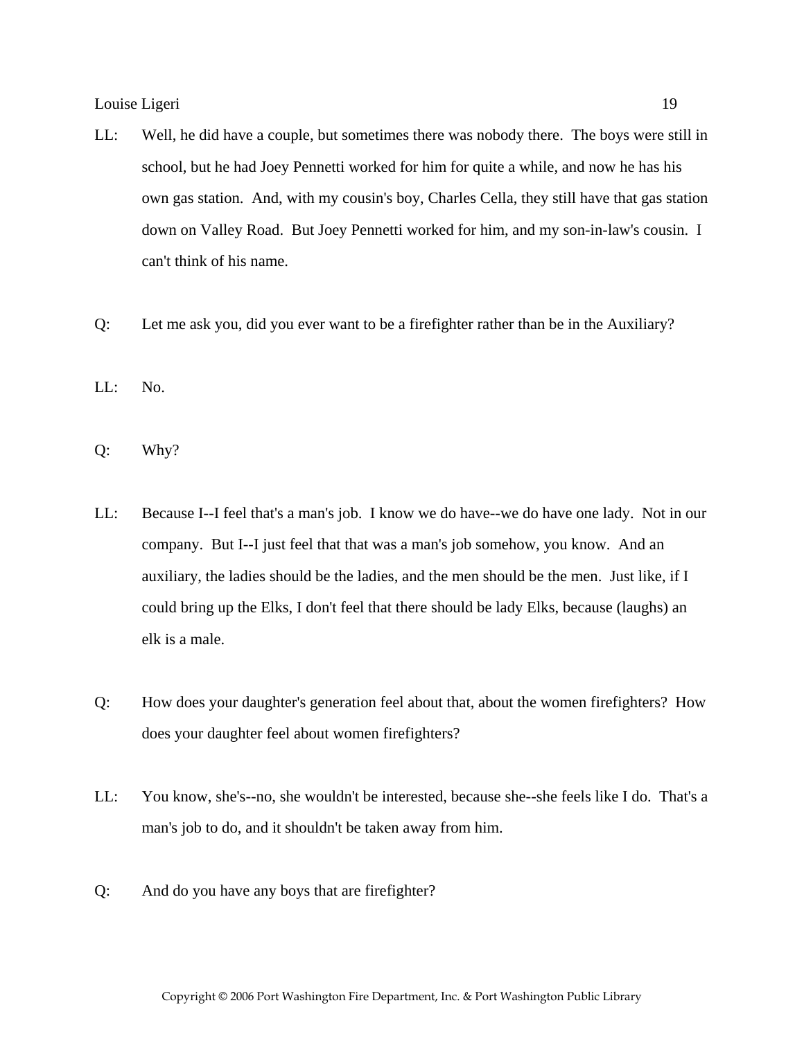LL: Well, he did have a couple, but sometimes there was nobody there. The boys were still in school, but he had Joey Pennetti worked for him for quite a while, and now he has his own gas station. And, with my cousin's boy, Charles Cella, they still have that gas station down on Valley Road. But Joey Pennetti worked for him, and my son-in-law's cousin. I can't think of his name.

Q: Let me ask you, did you ever want to be a firefighter rather than be in the Auxiliary?

LL: No.

Q: Why?

LL: Because I--I feel that's a man's job. I know we do have--we do have one lady. Not in our company. But I--I just feel that that was a man's job somehow, you know. And an auxiliary, the ladies should be the ladies, and the men should be the men. Just like, if I could bring up the Elks, I don't feel that there should be lady Elks, because (laughs) an elk is a male.

Q: How does your daughter's generation feel about that, about the women firefighters? How does your daughter feel about women firefighters?

LL: You know, she's--no, she wouldn't be interested, because she--she feels like I do. That's a man's job to do, and it shouldn't be taken away from him.

Q: And do you have any boys that are firefighter?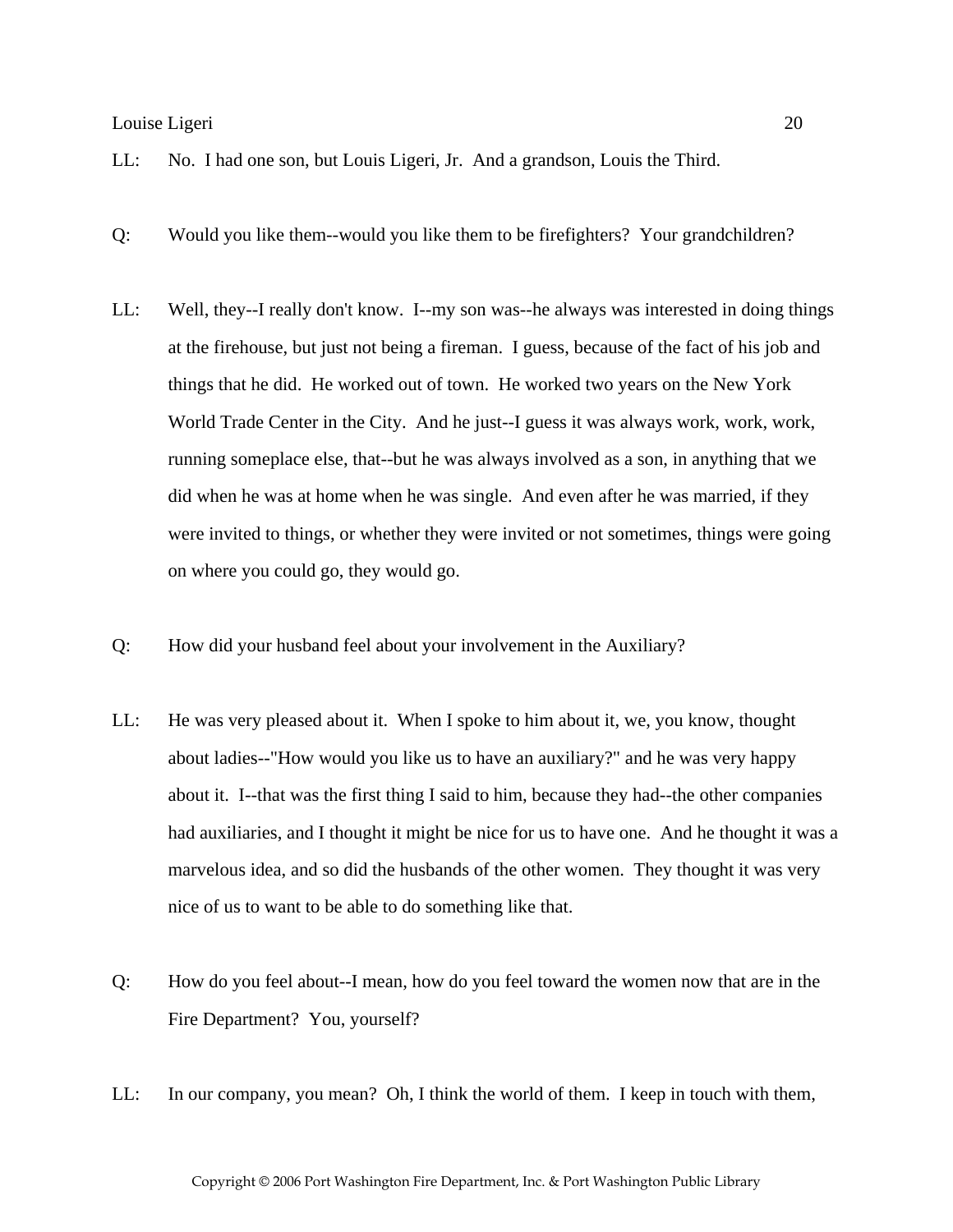LL: No. I had one son, but Louis Ligeri, Jr. And a grandson, Louis the Third.

Q: Would you like them--would you like them to be firefighters? Your grandchildren?

LL: Well, they--I really don't know. I--my son was--he always was interested in doing things at the firehouse, but just not being a fireman. I guess, because of the fact of his job and things that he did. He worked out of town. He worked two years on the New York World Trade Center in the City. And he just--I guess it was always work, work, work, running someplace else, that--but he was always involved as a son, in anything that we did when he was at home when he was single. And even after he was married, if they were invited to things, or whether they were invited or not sometimes, things were going on where you could go, they would go.

Q: How did your husband feel about your involvement in the Auxiliary?

LL: He was very pleased about it. When I spoke to him about it, we, you know, thought about ladies--"How would you like us to have an auxiliary?" and he was very happy about it. I--that was the first thing I said to him, because they had--the other companies had auxiliaries, and I thought it might be nice for us to have one. And he thought it was a marvelous idea, and so did the husbands of the other women. They thought it was very nice of us to want to be able to do something like that.

Q: How do you feel about--I mean, how do you feel toward the women now that are in the Fire Department? You, yourself?

LL: In our company, you mean? Oh, I think the world of them. I keep in touch with them,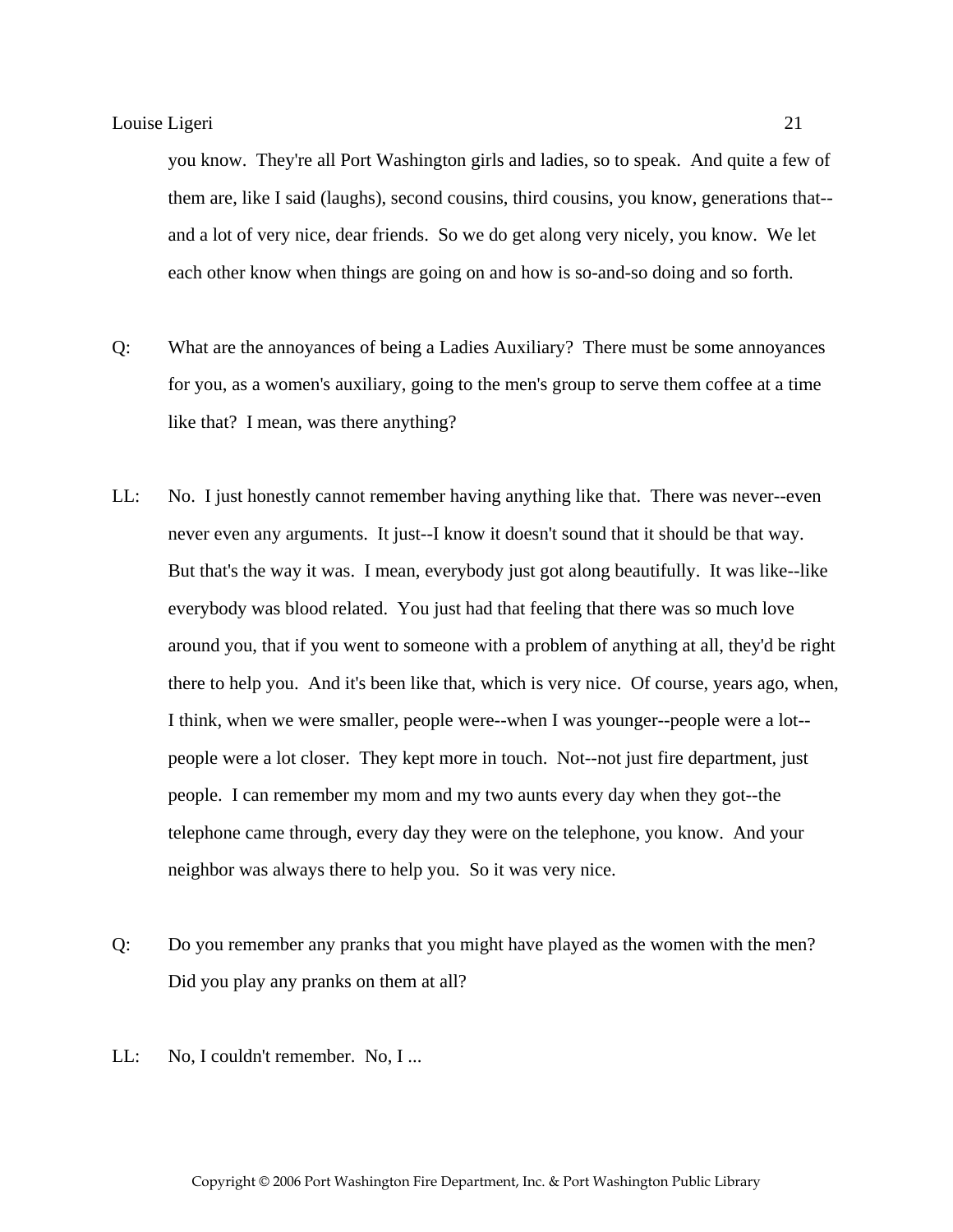you know. They're all Port Washington girls and ladies, so to speak. And quite a few of them are, like I said (laughs), second cousins, third cousins, you know, generations that--and a lot of very nice, dear friends. So we do get along very nicely, you know. We let each other know when things are going on and how is so-and-so doing and so forth.

Q: What are the annoyances of being a Ladies Auxiliary? There must be some annoyances for you, as a women's auxiliary, going to the men's group to serve them coffee at a time like that? I mean, was there anything?

LL: No. I just honestly cannot remember having anything like that. There was never--even never even any arguments. It just--I know it doesn't sound that it should be that way. But that's the way it was. I mean, everybody just got along beautifully. It was like--like everybody was blood related. You just had that feeling that there was so much love around you, that if you went to someone with a problem of anything at all, they'd be right there to help you. And it's been like that, which is very nice. Of course, years ago, when, I think, when we were smaller, people were--when I was younger--people were a lot--people were a lot closer. They kept more in touch. Not--not just fire department, just people. I can remember my mom and my two aunts every day when they got--the telephone came through, every day they were on the telephone, you know. And your neighbor was always there to help you. So it was very nice.

Q: Do you remember any pranks that you might have played as the women with the men? Did you play any pranks on them at all?

LL: No, I couldn't remember. No, I ...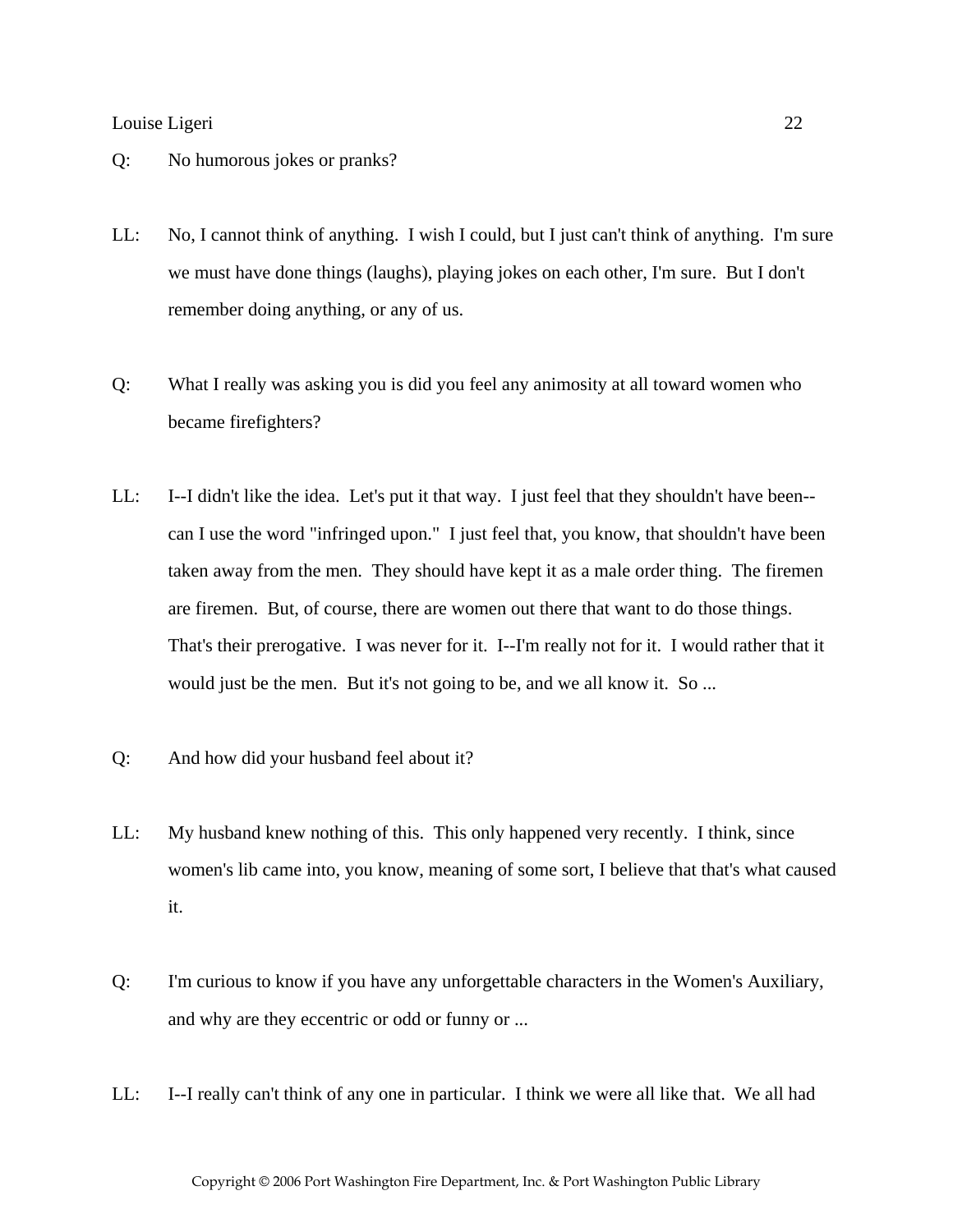Q: No humorous jokes or pranks?

LL: No, I cannot think of anything. I wish I could, but I just can't think of anything. I'm sure we must have done things (laughs), playing jokes on each other, I'm sure. But I don't remember doing anything, or any of us.

Q: What I really was asking you is did you feel any animosity at all toward women who became firefighters?

LL: I--I didn't like the idea. Let's put it that way. I just feel that they shouldn't have been--can I use the word "infringed upon." I just feel that, you know, that shouldn't have been taken away from the men. They should have kept it as a male order thing. The firemen are firemen. But, of course, there are women out there that want to do those things. That's their prerogative. I was never for it. I--I'm really not for it. I would rather that it would just be the men. But it's not going to be, and we all know it. So ...

Q: And how did your husband feel about it?

LL: My husband knew nothing of this. This only happened very recently. I think, since women's lib came into, you know, meaning of some sort, I believe that that's what caused it.

Q: I'm curious to know if you have any unforgettable characters in the Women's Auxiliary, and why are they eccentric or odd or funny or ...

LL: I--I really can't think of any one in particular. I think we were all like that. We all had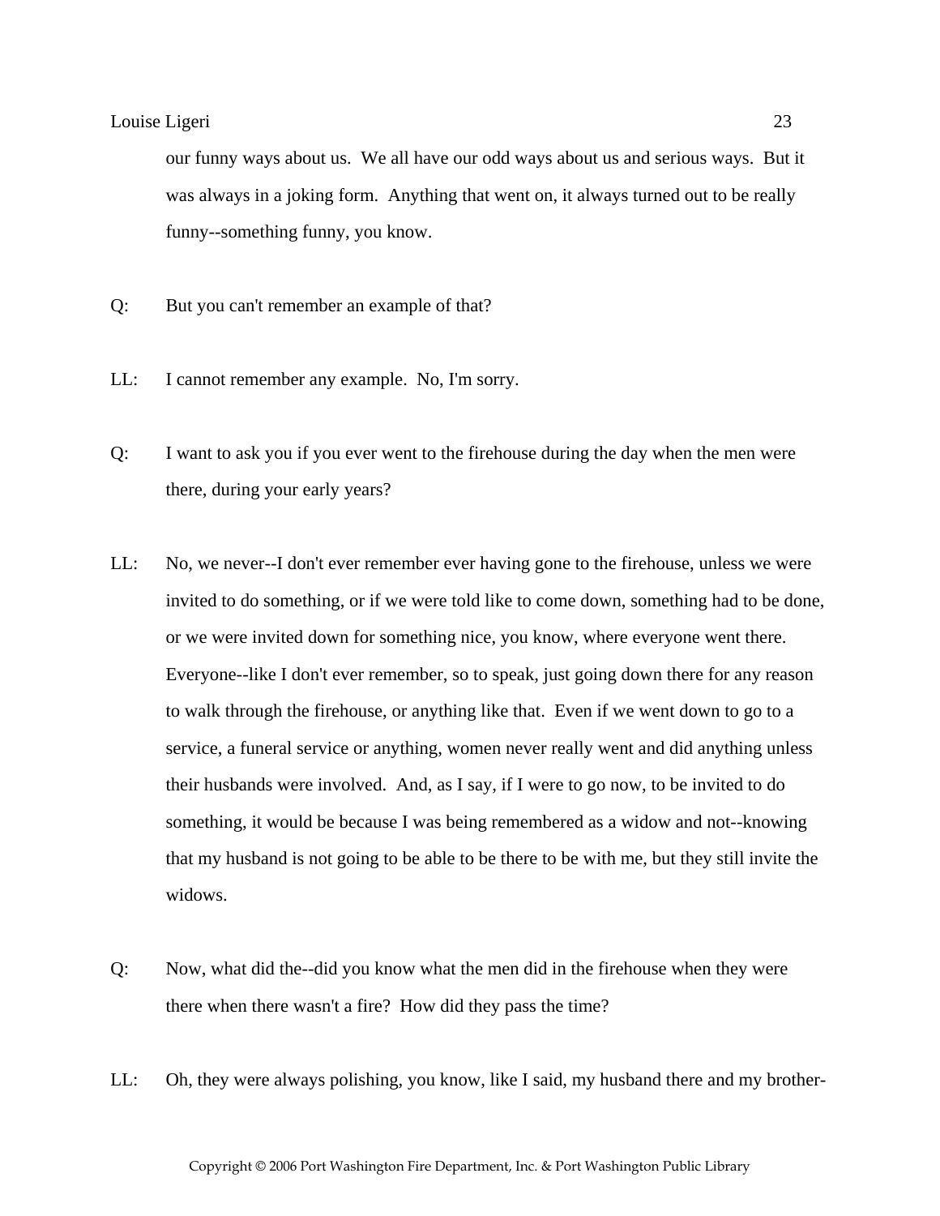our funny ways about us. We all have our odd ways about us and serious ways. But it was always in a joking form. Anything that went on, it always turned out to be really funny--something funny, you know.

Q: But you can't remember an example of that?

LL: I cannot remember any example. No, I'm sorry.

Q: I want to ask you if you ever went to the firehouse during the day when the men were there, during your early years?

LL: No, we never--I don't ever remember ever having gone to the firehouse, unless we were invited to do something, or if we were told like to come down, something had to be done, or we were invited down for something nice, you know, where everyone went there. Everyone--like I don't ever remember, so to speak, just going down there for any reason to walk through the firehouse, or anything like that. Even if we went down to go to a service, a funeral service or anything, women never really went and did anything unless their husbands were involved. And, as I say, if I were to go now, to be invited to do something, it would be because I was being remembered as a widow and not--knowing that my husband is not going to be able to be there to be with me, but they still invite the widows.

Q: Now, what did the--did you know what the men did in the firehouse when they were there when there wasn't a fire? How did they pass the time?

LL: Oh, they were always polishing, you know, like I said, my husband there and my brother-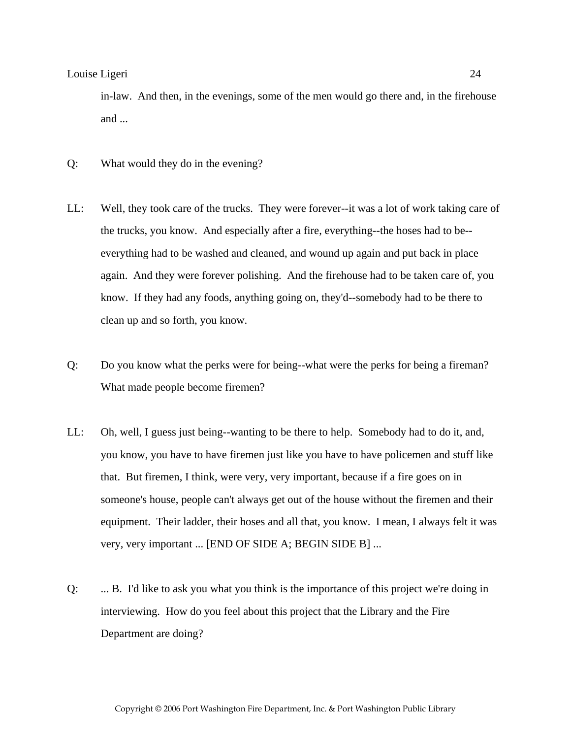in-law. And then, in the evenings, some of the men would go there and, in the firehouse and ...

Q: What would they do in the evening?

LL: Well, they took care of the trucks. They were forever--it was a lot of work taking care of the trucks, you know. And especially after a fire, everything--the hoses had to be--everything had to be washed and cleaned, and wound up again and put back in place again. And they were forever polishing. And the firehouse had to be taken care of, you know. If they had any foods, anything going on, they'd--somebody had to be there to clean up and so forth, you know.

Q: Do you know what the perks were for being--what were the perks for being a fireman? What made people become firemen?

LL: Oh, well, I guess just being--wanting to be there to help. Somebody had to do it, and, you know, you have to have firemen just like you have to have policemen and stuff like that. But firemen, I think, were very, very important, because if a fire goes on in someone's house, people can't always get out of the house without the firemen and their equipment. Their ladder, their hoses and all that, you know. I mean, I always felt it was very, very important ... [END OF SIDE A; BEGIN SIDE B] ...

Q: ... B. I'd like to ask you what you think is the importance of this project we're doing in interviewing. How do you feel about this project that the Library and the Fire Department are doing?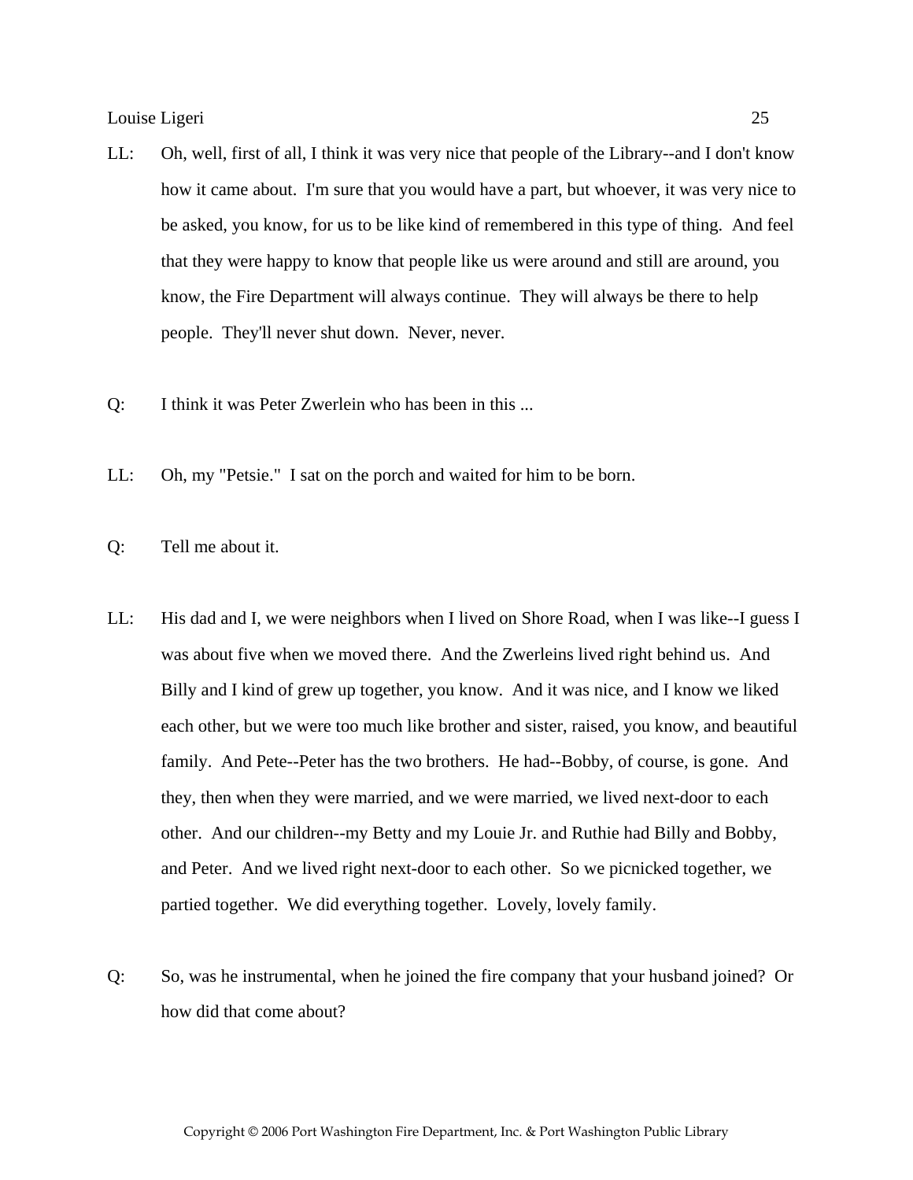LL: Oh, well, first of all, I think it was very nice that people of the Library--and I don't know how it came about. I'm sure that you would have a part, but whoever, it was very nice to be asked, you know, for us to be like kind of remembered in this type of thing. And feel that they were happy to know that people like us were around and still are around, you know, the Fire Department will always continue. They will always be there to help people. They'll never shut down. Never, never.

Q: I think it was Peter Zwerlein who has been in this ...

LL: Oh, my "Petsie." I sat on the porch and waited for him to be born.

Q: Tell me about it.

LL: His dad and I, we were neighbors when I lived on Shore Road, when I was like--I guess I was about five when we moved there. And the Zwerleins lived right behind us. And Billy and I kind of grew up together, you know. And it was nice, and I know we liked each other, but we were too much like brother and sister, raised, you know, and beautiful family. And Pete--Peter has the two brothers. He had--Bobby, of course, is gone. And they, then when they were married, and we were married, we lived next-door to each other. And our children--my Betty and my Louie Jr. and Ruthie had Billy and Bobby, and Peter. And we lived right next-door to each other. So we picnicked together, we partied together. We did everything together. Lovely, lovely family.

Q: So, was he instrumental, when he joined the fire company that your husband joined? Or how did that come about?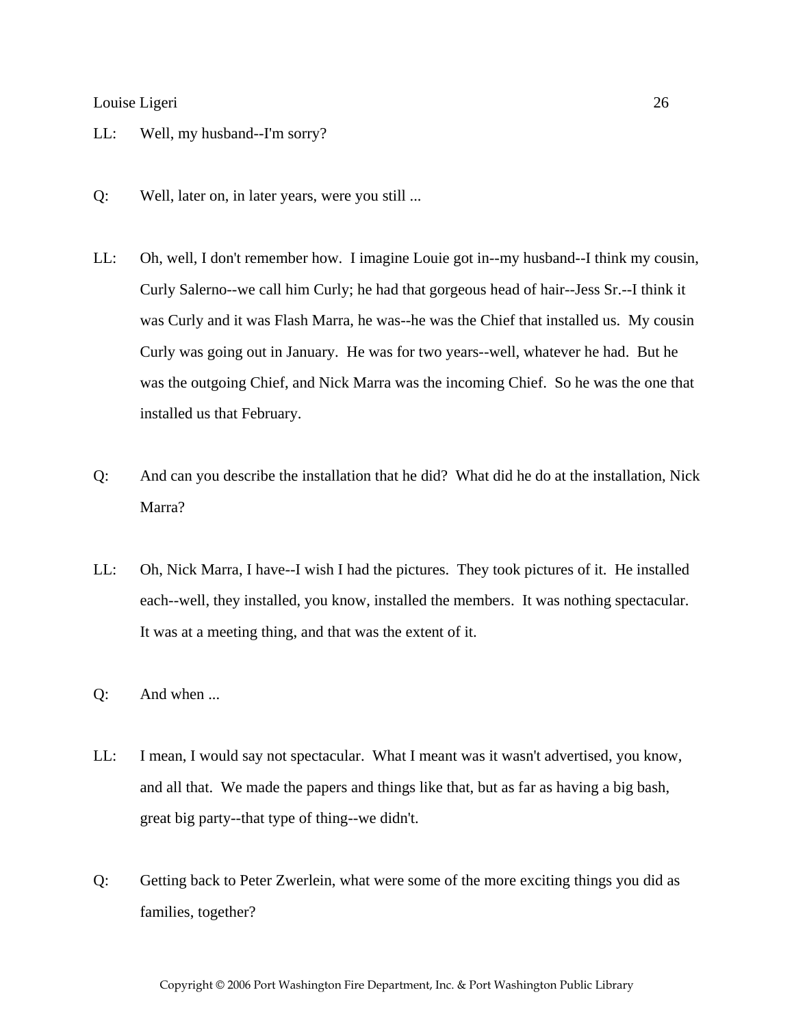LL: Well, my husband--I'm sorry?

Q: Well, later on, in later years, were you still ...

LL: Oh, well, I don't remember how. I imagine Louie got in--my husband--I think my cousin, Curly Salerno--we call him Curly; he had that gorgeous head of hair--Jess Sr.--I think it was Curly and it was Flash Marra, he was--he was the Chief that installed us. My cousin Curly was going out in January. He was for two years--well, whatever he had. But he was the outgoing Chief, and Nick Marra was the incoming Chief. So he was the one that installed us that February.

Q: And can you describe the installation that he did? What did he do at the installation, Nick Marra?

LL: Oh, Nick Marra, I have--I wish I had the pictures. They took pictures of it. He installed each--well, they installed, you know, installed the members. It was nothing spectacular. It was at a meeting thing, and that was the extent of it.

Q: And when ...

LL: I mean, I would say not spectacular. What I meant was it wasn't advertised, you know, and all that. We made the papers and things like that, but as far as having a big bash, great big party--that type of thing--we didn't.

Q: Getting back to Peter Zwerlein, what were some of the more exciting things you did as families, together?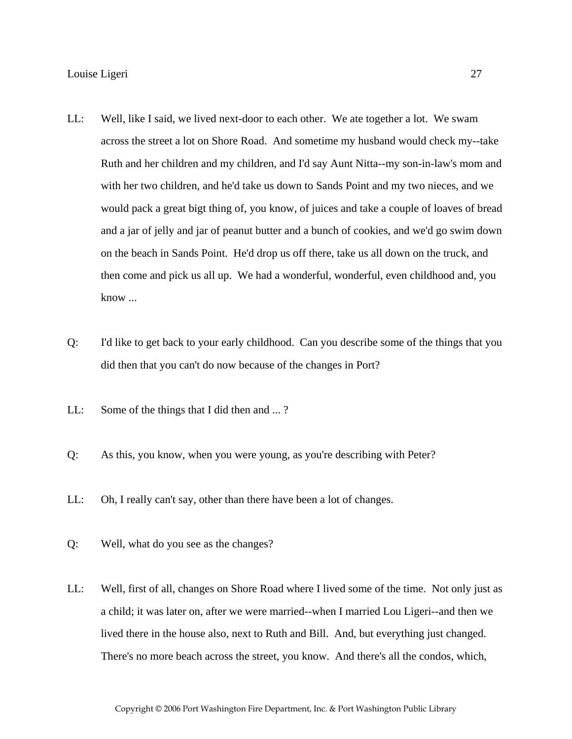LL: Well, like I said, we lived next-door to each other. We ate together a lot. We swam across the street a lot on Shore Road. And sometime my husband would check my--take Ruth and her children and my children, and I'd say Aunt Nitta--my son-in-law's mom and with her two children, and he'd take us down to Sands Point and my two nieces, and we would pack a great bigt thing of, you know, of juices and take a couple of loaves of bread and a jar of jelly and jar of peanut butter and a bunch of cookies, and we'd go swim down on the beach in Sands Point. He'd drop us off there, take us all down on the truck, and then come and pick us all up. We had a wonderful, wonderful, even childhood and, you know ...

Q: I'd like to get back to your early childhood. Can you describe some of the things that you did then that you can't do now because of the changes in Port?

LL: Some of the things that I did then and ... ?

Q: As this, you know, when you were young, as you're describing with Peter?

LL: Oh, I really can't say, other than there have been a lot of changes.

Q: Well, what do you see as the changes?

LL: Well, first of all, changes on Shore Road where I lived some of the time. Not only just as a child; it was later on, after we were married--when I married Lou Ligeri--and then we lived there in the house also, next to Ruth and Bill. And, but everything just changed. There's no more beach across the street, you know. And there's all the condos, which,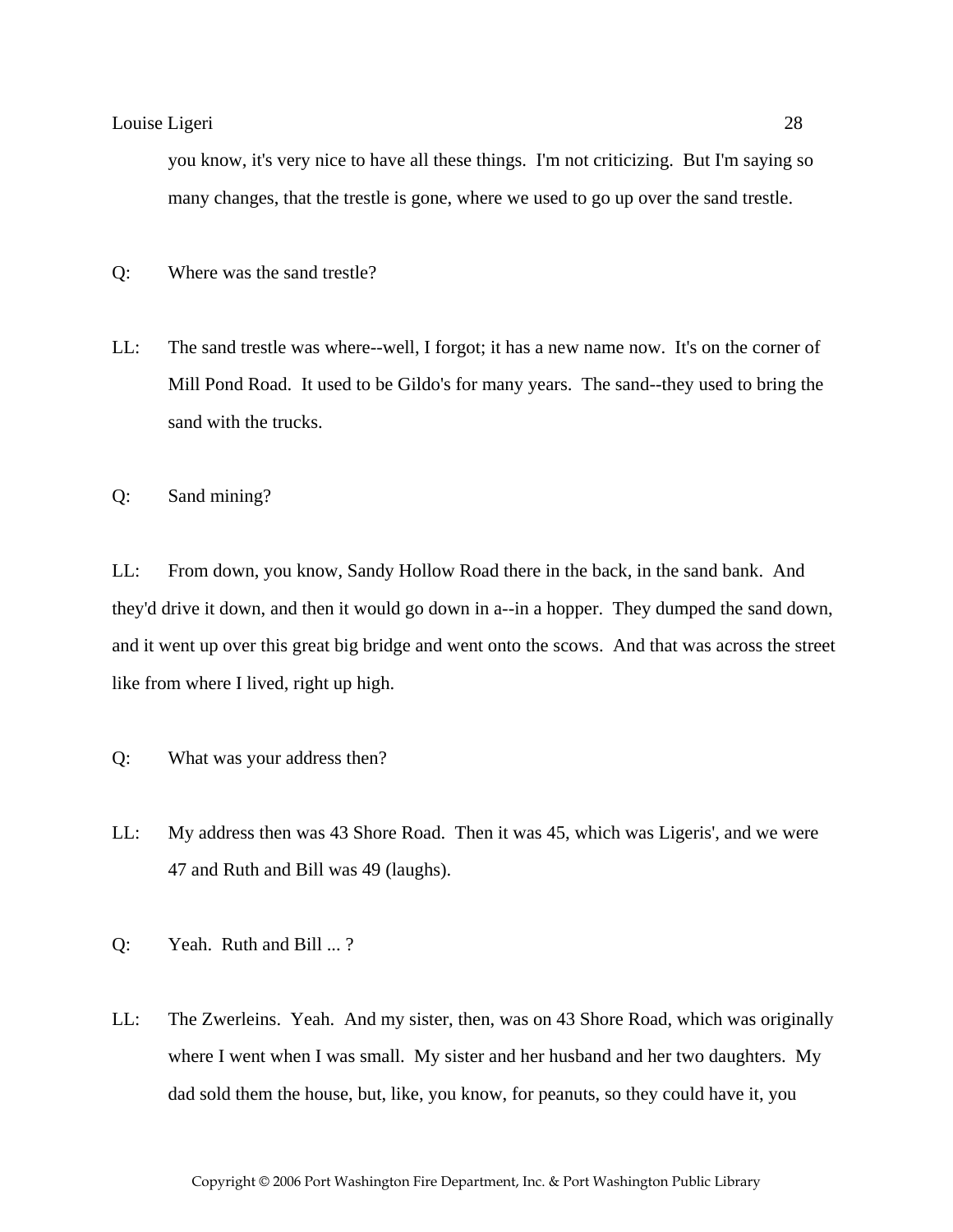you know, it's very nice to have all these things. I'm not criticizing. But I'm saying so many changes, that the trestle is gone, where we used to go up over the sand trestle.

Q: Where was the sand trestle?

LL: The sand trestle was where--well, I forgot; it has a new name now. It's on the corner of Mill Pond Road. It used to be Gildo's for many years. The sand--they used to bring the sand with the trucks.

Q: Sand mining?

LL: From down, you know, Sandy Hollow Road there in the back, in the sand bank. And they'd drive it down, and then it would go down in a--in a hopper. They dumped the sand down, and it went up over this great big bridge and went onto the scows. And that was across the street like from where I lived, right up high.

Q: What was your address then?

LL: My address then was 43 Shore Road. Then it was 45, which was Ligeris', and we were 47 and Ruth and Bill was 49 (laughs).

Q: Yeah. Ruth and Bill ... ?

LL: The Zwerleins. Yeah. And my sister, then, was on 43 Shore Road, which was originally where I went when I was small. My sister and her husband and her two daughters. My dad sold them the house, but, like, you know, for peanuts, so they could have it, you

Copyright © 2006 Port Washington Fire Department, Inc. & Port Washington Public Library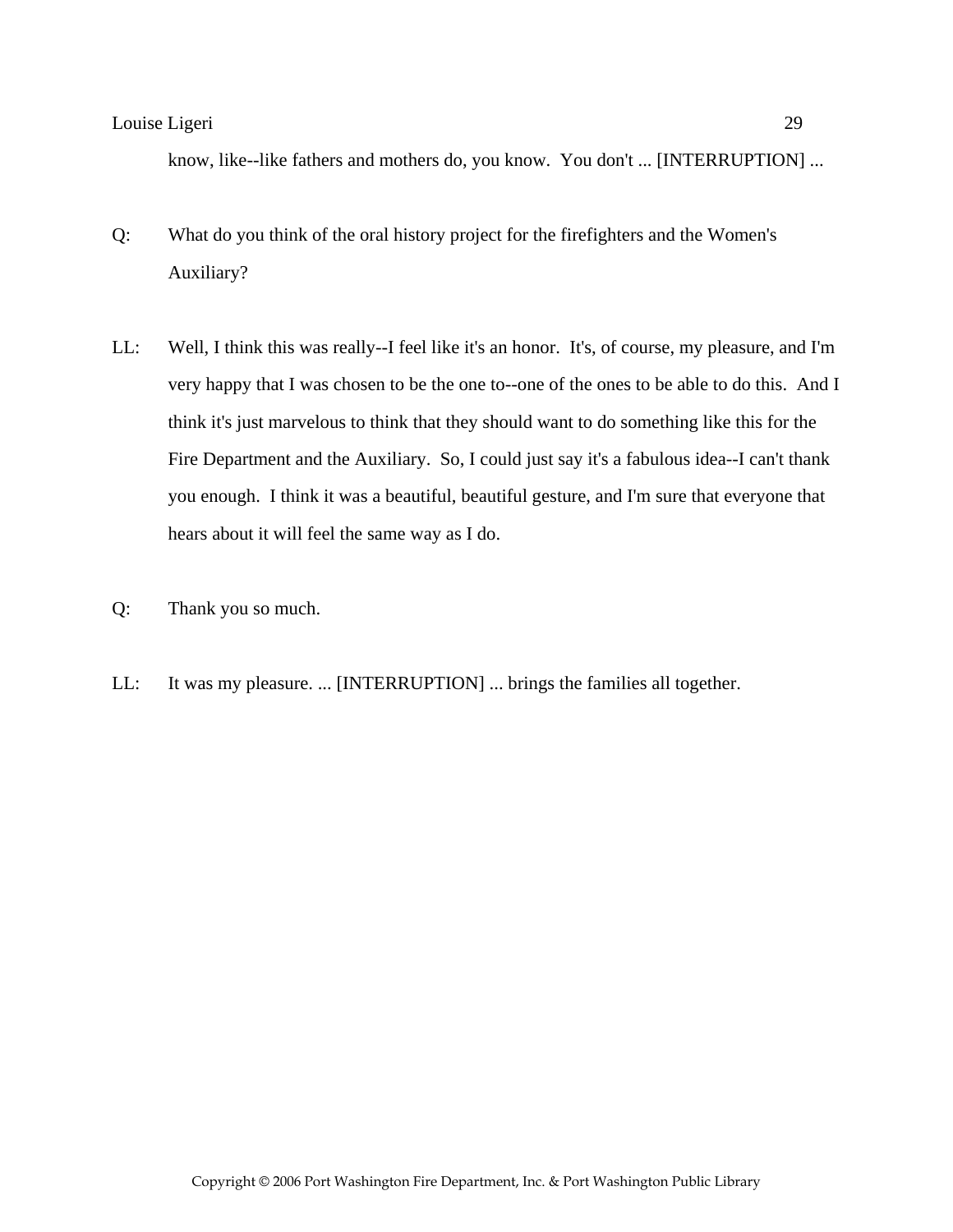know, like--like fathers and mothers do, you know. You don't ... [INTERRUPTION] ...

Q: What do you think of the oral history project for the firefighters and the Women's Auxiliary?

LL: Well, I think this was really--I feel like it's an honor. It's, of course, my pleasure, and I'm very happy that I was chosen to be the one to--one of the ones to be able to do this. And I think it's just marvelous to think that they should want to do something like this for the Fire Department and the Auxiliary. So, I could just say it's a fabulous idea--I can't thank you enough. I think it was a beautiful, beautiful gesture, and I'm sure that everyone that hears about it will feel the same way as I do.

Q: Thank you so much.

LL: It was my pleasure. ... [INTERRUPTION] ... brings the families all together.